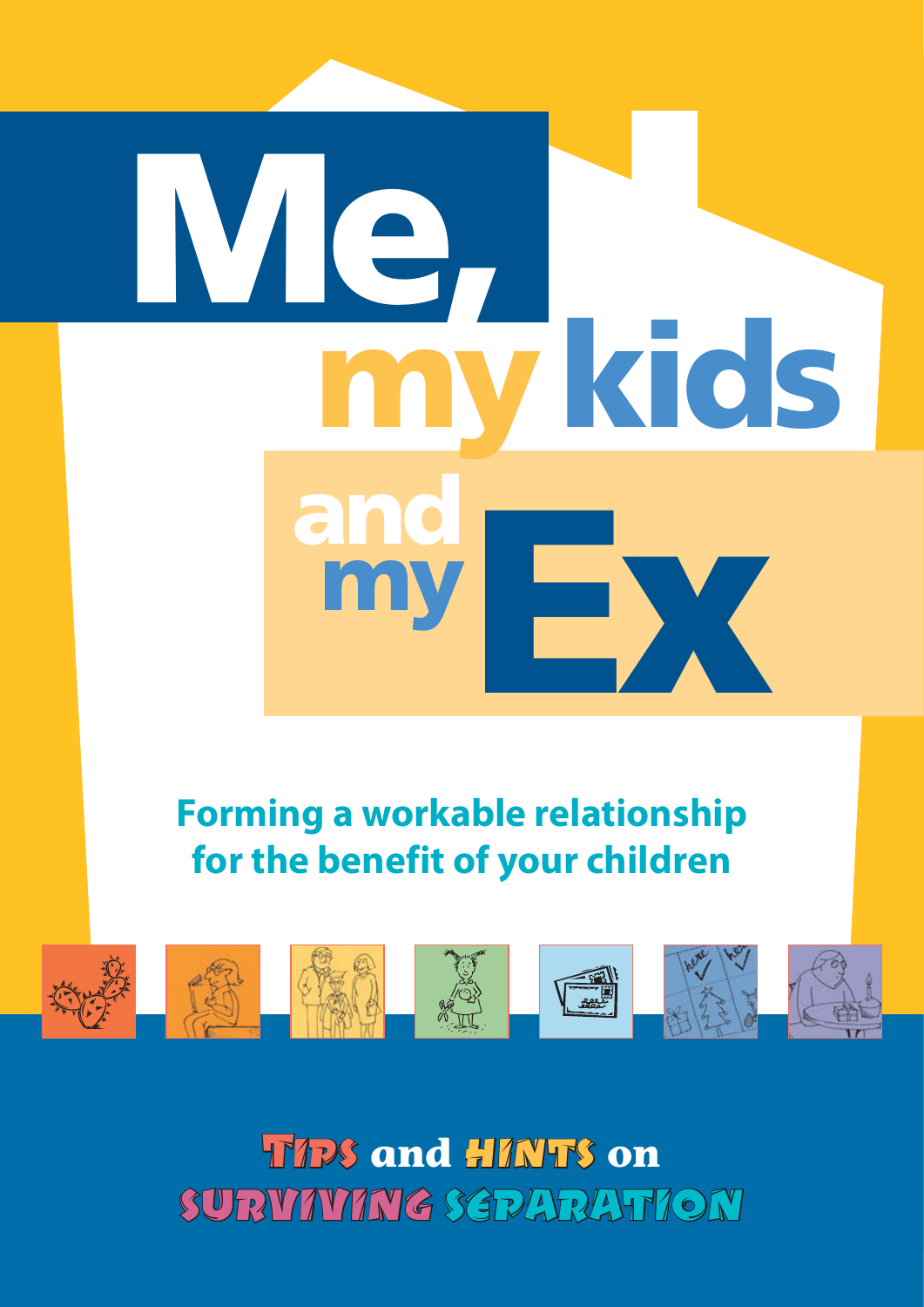# Me, my kids and my Ex

## Forming a workable relationship for the benefit of your children

**Tips and Hints on Surviving Separation**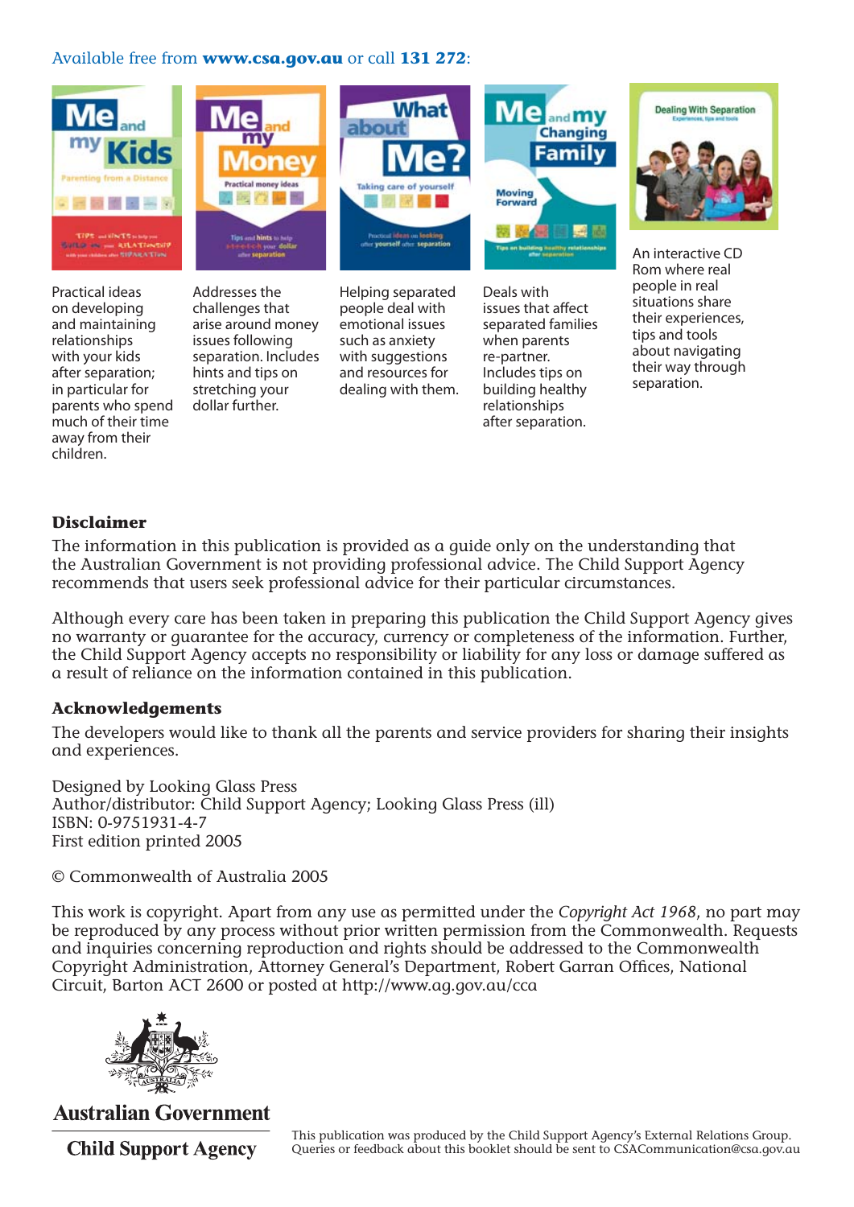Available free from **www.csa.gov.au** or call **131 272**:

**Me and my Kids** — Practical ideas on developing and maintaining relationships with your kids after separation; in particular for parents who spend much of their time away from their children.

**Me and my Money** — Addresses the challenges that arise around money issues following separation. Includes hints and tips on stretching your dollar further.

**What about Me?** — Helping separated people deal with emotional issues such as anxiety with suggestions and resources for dealing with them.

**Me and my Changing Family** — Deals with issues that affect separated families when parents re-partner. Includes tips on building healthy relationships after separation.

**Dealing With Separation** — An interactive CD Rom where real people in real situations share their experiences, tips and tools about navigating their way through separation.

### Disclaimer

The information in this publication is provided as a guide only on the understanding that the Australian Government is not providing professional advice. The Child Support Agency recommends that users seek professional advice for their particular circumstances.

Although every care has been taken in preparing this publication the Child Support Agency gives no warranty or guarantee for the accuracy, currency or completeness of the information. Further, the Child Support Agency accepts no responsibility or liability for any loss or damage suffered as a result of reliance on the information contained in this publication.

### Acknowledgements

The developers would like to thank all the parents and service providers for sharing their insights and experiences.

Designed by Looking Glass Press
Author/distributor: Child Support Agency; Looking Glass Press (ill)
ISBN: 0-9751931-4-7
First edition printed 2005

© Commonwealth of Australia 2005

This work is copyright. Apart from any use as permitted under the *Copyright Act 1968*, no part may be reproduced by any process without prior written permission from the Commonwealth. Requests and inquiries concerning reproduction and rights should be addressed to the Commonwealth Copyright Administration, Attorney General's Department, Robert Garran Offices, National Circuit, Barton ACT 2600 or posted at http://www.ag.gov.au/cca

**Australian Government**

**Child Support Agency**

This publication was produced by the Child Support Agency's External Relations Group. Queries or feedback about this booklet should be sent to CSACommunication@csa.gov.au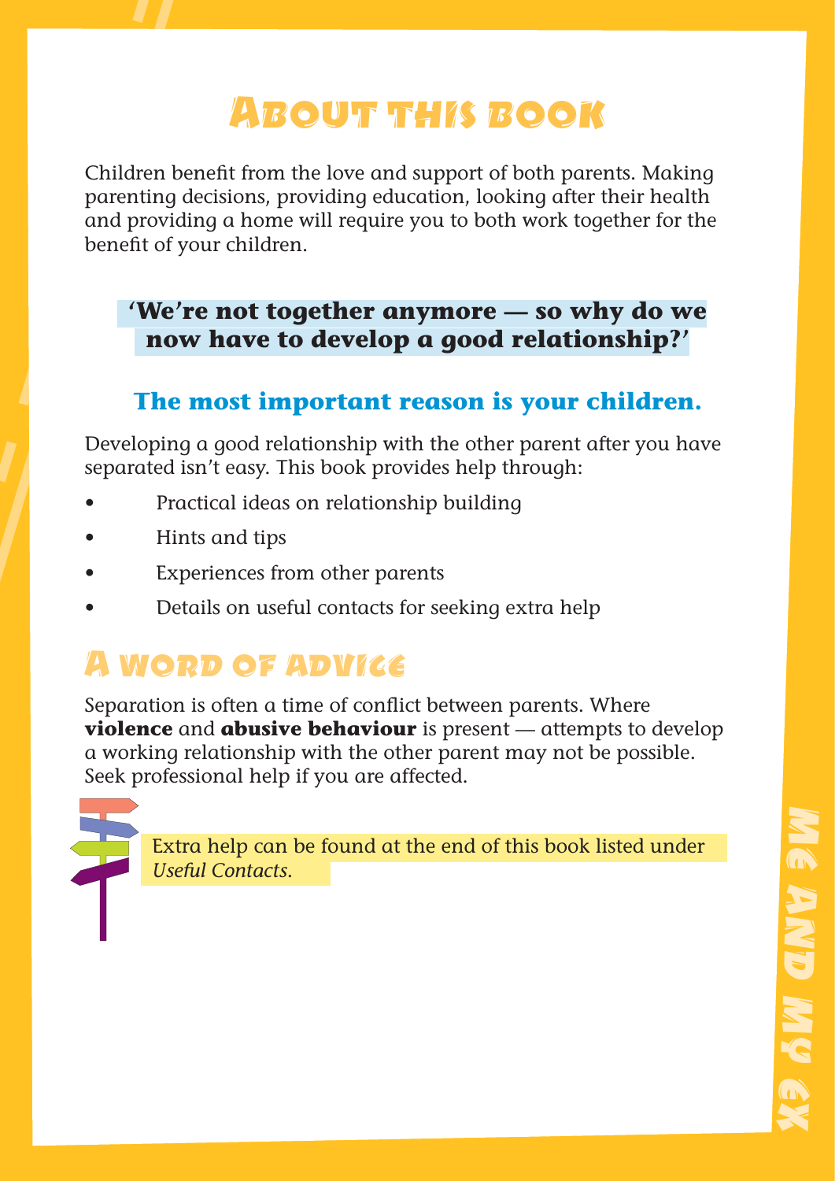# About this book

Children benefit from the love and support of both parents. Making parenting decisions, providing education, looking after their health and providing a home will require you to both work together for the benefit of your children.

**'We're not together anymore — so why do we now have to develop a good relationship?'**

**The most important reason is your children.**

Developing a good relationship with the other parent after you have separated isn't easy. This book provides help through:

- Practical ideas on relationship building
- Hints and tips
- Experiences from other parents
- Details on useful contacts for seeking extra help

## A word of advice

Separation is often a time of conflict between parents. Where **violence** and **abusive behaviour** is present — attempts to develop a working relationship with the other parent may not be possible. Seek professional help if you are affected.

Extra help can be found at the end of this book listed under *Useful Contacts*.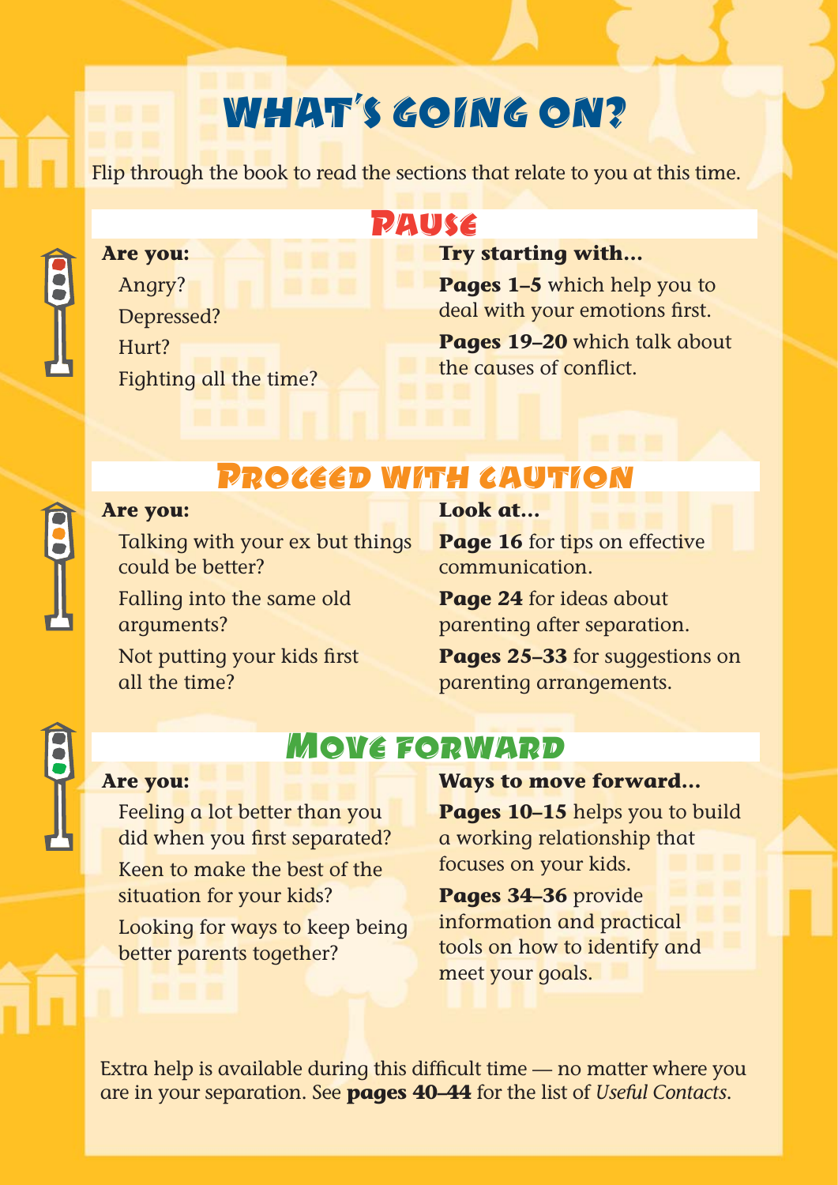# What's going on?

Flip through the book to read the sections that relate to you at this time.

## Pause

**Are you:**

- Angry?
- Depressed?
- Hurt?
- Fighting all the time?

**Try starting with...**

**Pages 1–5** which help you to deal with your emotions first.

**Pages 19–20** which talk about the causes of conflict.

## Proceed with caution

**Are you:**

- Talking with your ex but things could be better?
- Falling into the same old arguments?
- Not putting your kids first all the time?

**Look at...**

**Page 16** for tips on effective communication.

**Page 24** for ideas about parenting after separation.

**Pages 25–33** for suggestions on parenting arrangements.

## Move forward

**Are you:**

- Feeling a lot better than you did when you first separated?
- Keen to make the best of the situation for your kids?
- Looking for ways to keep being better parents together?

**Ways to move forward...**

**Pages 10–15** helps you to build a working relationship that focuses on your kids.

**Pages 34–36** provide information and practical tools on how to identify and meet your goals.

Extra help is available during this difficult time — no matter where you are in your separation. See **pages 40–44** for the list of *Useful Contacts*.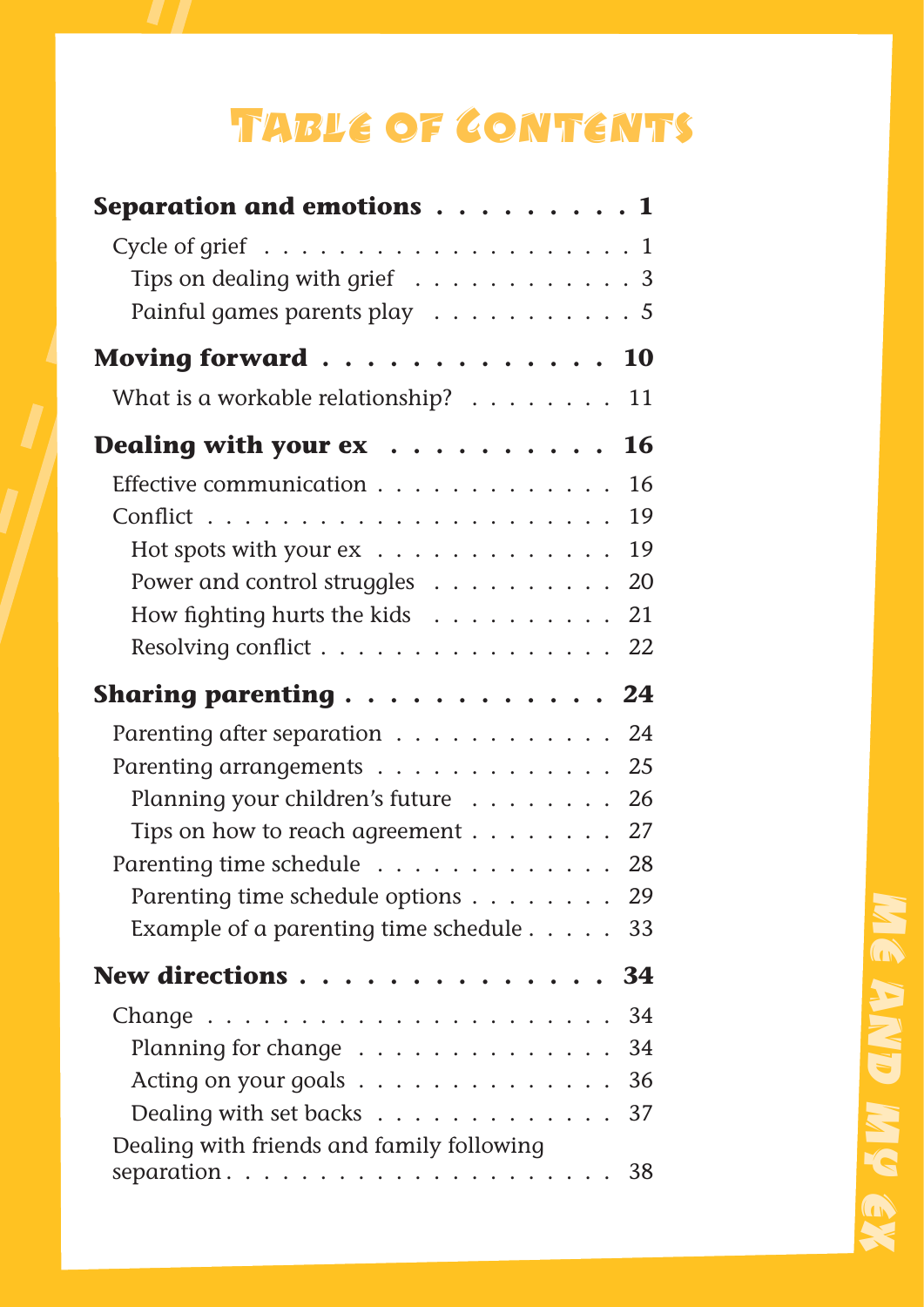# Table of Contents

**Separation and emotions** . . . . . . . . . . 1

- Cycle of grief . . . . . . . . . . . . . . . . . . . . 1
  - Tips on dealing with grief . . . . . . . . . . . . 3
  - Painful games parents play . . . . . . . . . . . 5

**Moving forward** . . . . . . . . . . . . . . 10

- What is a workable relationship? . . . . . . . . 11

**Dealing with your ex** . . . . . . . . . . 16

- Effective communication . . . . . . . . . . . . . 16
- Conflict . . . . . . . . . . . . . . . . . . . . . . 19
  - Hot spots with your ex . . . . . . . . . . . . . 19
  - Power and control struggles . . . . . . . . . . 20
  - How fighting hurts the kids . . . . . . . . . . 21
  - Resolving conflict . . . . . . . . . . . . . . . . 22

**Sharing parenting** . . . . . . . . . . . . 24

- Parenting after separation . . . . . . . . . . . . 24
- Parenting arrangements . . . . . . . . . . . . . 25
  - Planning your children's future . . . . . . . . 26
  - Tips on how to reach agreement . . . . . . . . 27
- Parenting time schedule . . . . . . . . . . . . . 28
  - Parenting time schedule options . . . . . . . . 29
  - Example of a parenting time schedule . . . . . 33

**New directions** . . . . . . . . . . . . . . 34

- Change . . . . . . . . . . . . . . . . . . . . . . 34
  - Planning for change . . . . . . . . . . . . . . 34
  - Acting on your goals . . . . . . . . . . . . . . 36
  - Dealing with set backs . . . . . . . . . . . . . 37
- Dealing with friends and family following separation . . . . . . . . . . . . . . . . . . . . . 38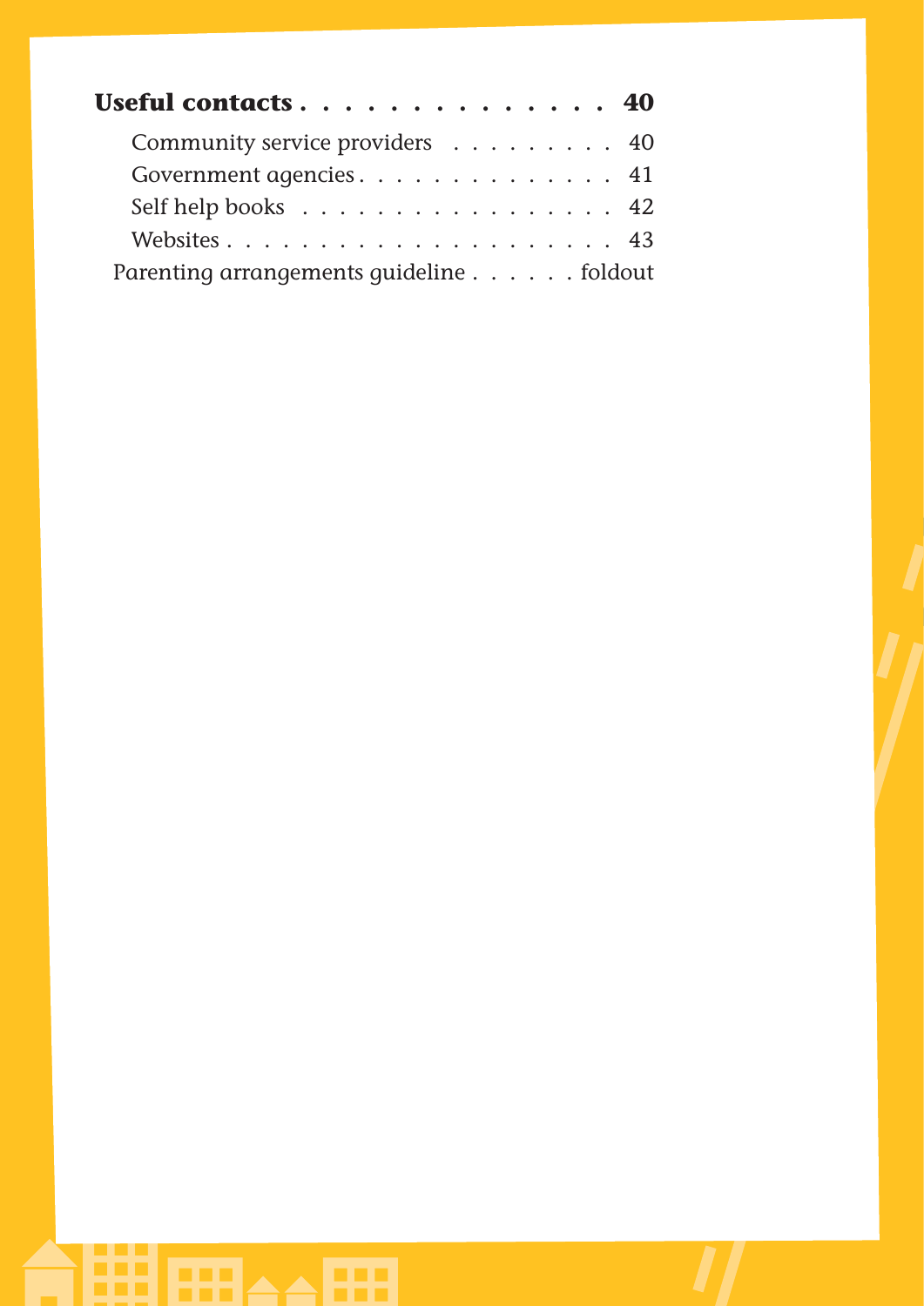**Useful contacts . . . . . . . . . . . . . . . 40**

- Community service providers . . . . . . . . . 40
- Government agencies . . . . . . . . . . . . . . 41
- Self help books . . . . . . . . . . . . . . . . . 42
- Websites . . . . . . . . . . . . . . . . . . . . . 43

Parenting arrangements guideline . . . . . . foldout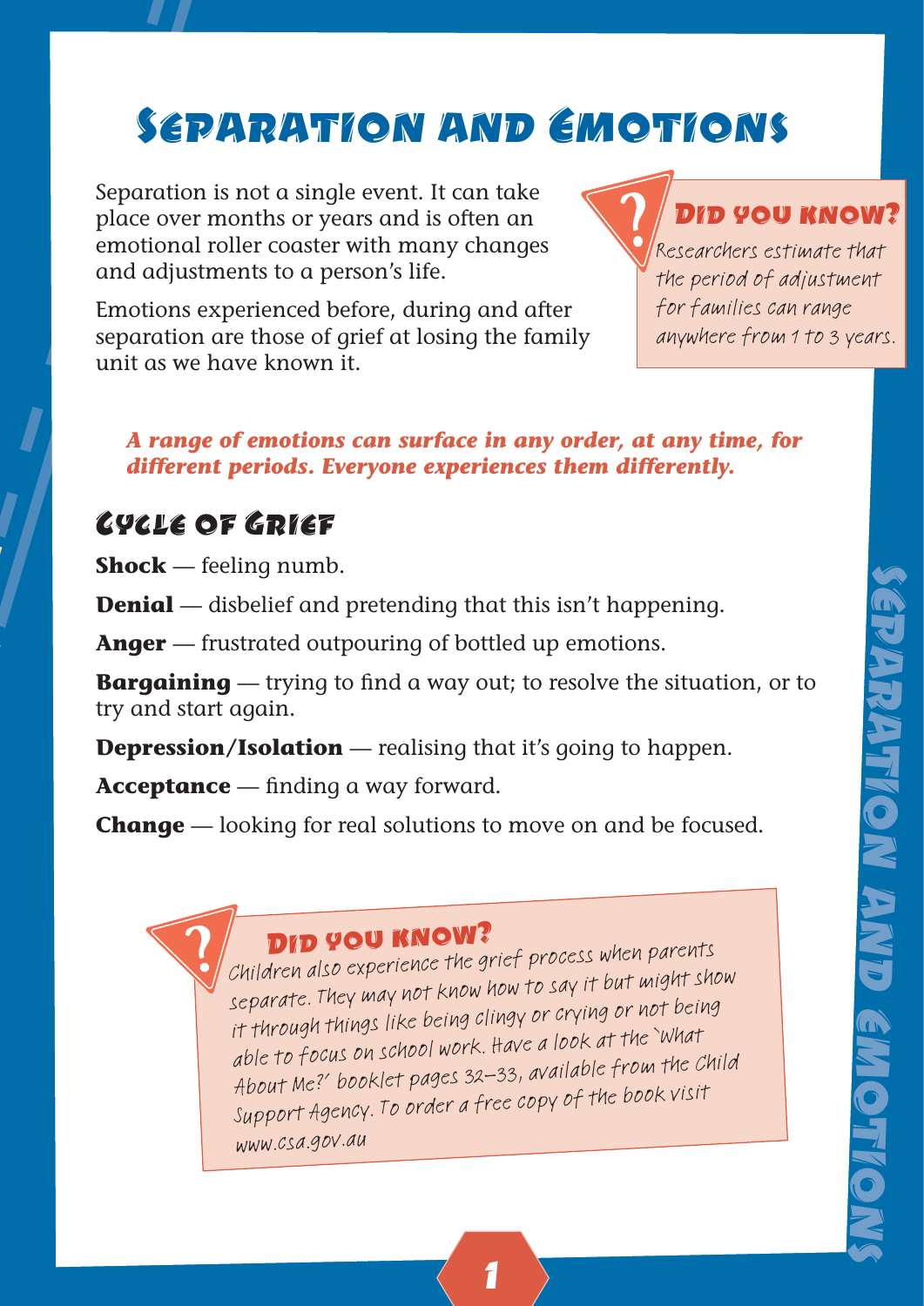# Separation and Emotions

Separation is not a single event. It can take place over months or years and is often an emotional roller coaster with many changes and adjustments to a person's life.

Emotions experienced before, during and after separation are those of grief at losing the family unit as we have known it.

> **Did you know?**
> Researchers estimate that the period of adjustment for families can range anywhere from 1 to 3 years.

***A range of emotions can surface in any order, at any time, for different periods. Everyone experiences them differently.***

## Cycle of Grief

**Shock** — feeling numb.

**Denial** — disbelief and pretending that this isn't happening.

**Anger** — frustrated outpouring of bottled up emotions.

**Bargaining** — trying to find a way out; to resolve the situation, or to try and start again.

**Depression/Isolation** — realising that it's going to happen.

**Acceptance** — finding a way forward.

**Change** — looking for real solutions to move on and be focused.

> **Did you know?**
> Children also experience the grief process when parents separate. They may not know how to say it but might show it through things like being clingy or crying or not being able to focus on school work. Have a look at the 'What About Me?' booklet pages 32–33, available from the Child Support Agency. To order a free copy of the book visit www.csa.gov.au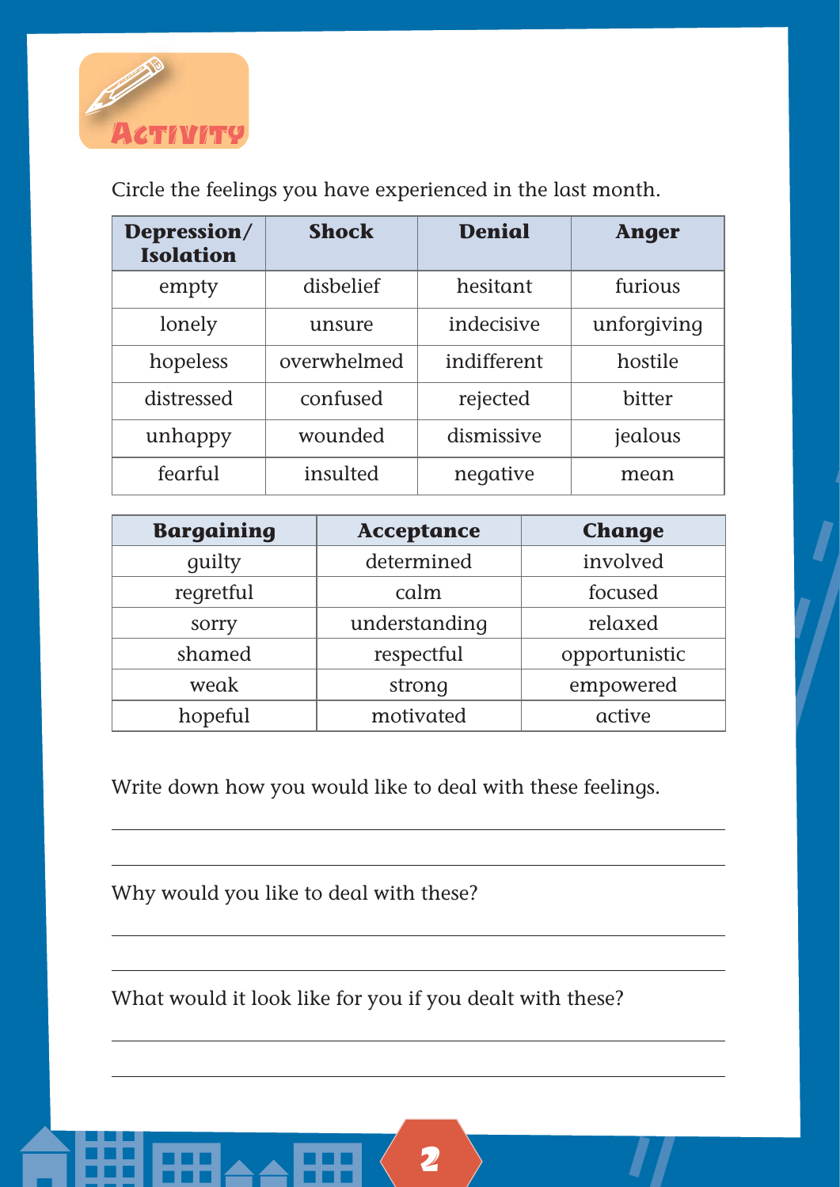## Activity

Circle the feelings you have experienced in the last month.

| Depression/ Isolation | Shock | Denial | Anger |
|---|---|---|---|
| empty | disbelief | hesitant | furious |
| lonely | unsure | indecisive | unforgiving |
| hopeless | overwhelmed | indifferent | hostile |
| distressed | confused | rejected | bitter |
| unhappy | wounded | dismissive | jealous |
| fearful | insulted | negative | mean |

| Bargaining | Acceptance | Change |
|---|---|---|
| guilty | determined | involved |
| regretful | calm | focused |
| sorry | understanding | relaxed |
| shamed | respectful | opportunistic |
| weak | strong | empowered |
| hopeful | motivated | active |

Write down how you would like to deal with these feelings.

______________________________________________

______________________________________________

Why would you like to deal with these?

______________________________________________

______________________________________________

What would it look like for you if you dealt with these?

______________________________________________

______________________________________________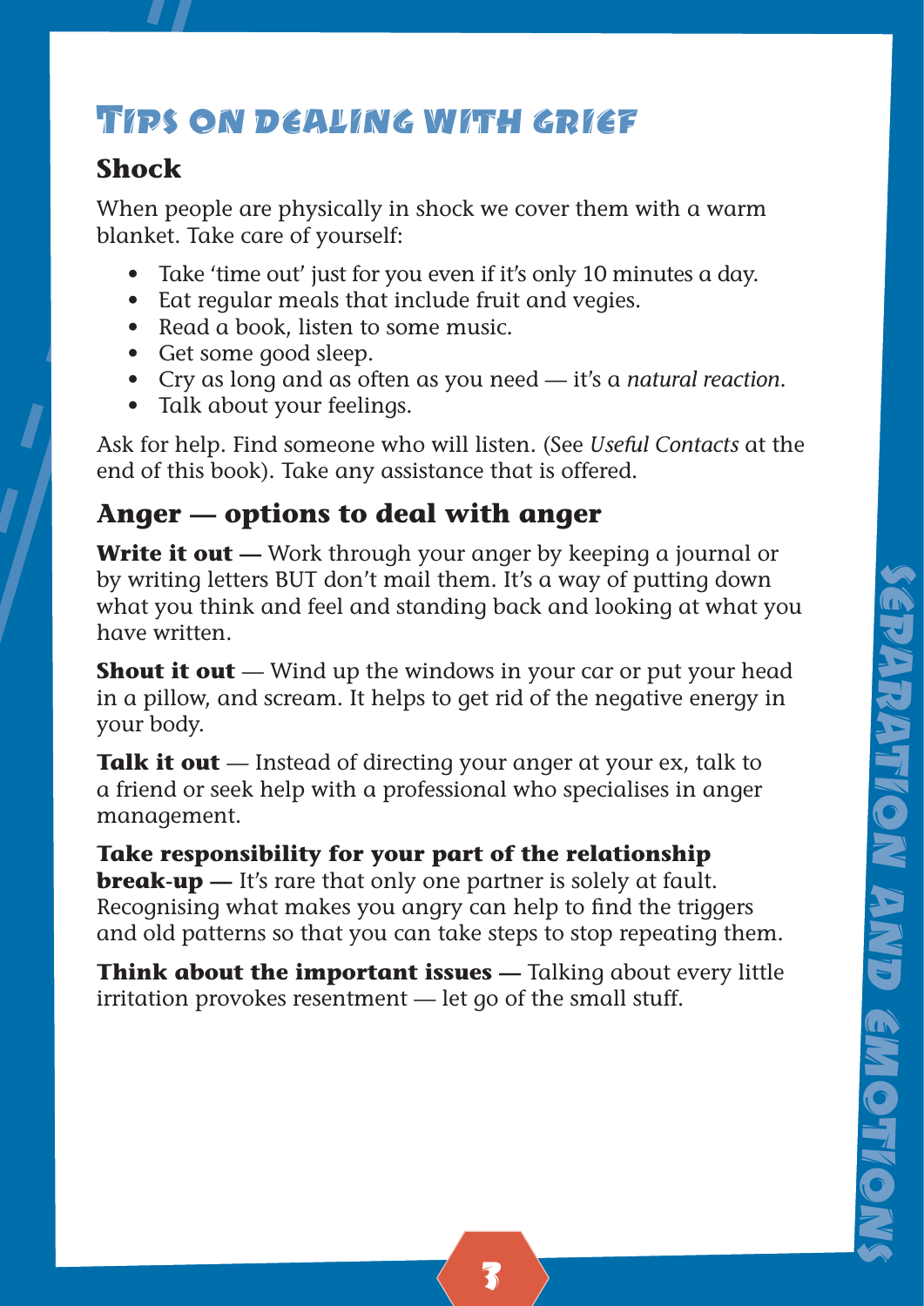# Tips on dealing with grief

## Shock

When people are physically in shock we cover them with a warm blanket. Take care of yourself:

- Take 'time out' just for you even if it's only 10 minutes a day.
- Eat regular meals that include fruit and vegies.
- Read a book, listen to some music.
- Get some good sleep.
- Cry as long and as often as you need — it's a *natural reaction*.
- Talk about your feelings.

Ask for help. Find someone who will listen. (See *Useful Contacts* at the end of this book). Take any assistance that is offered.

## Anger — options to deal with anger

**Write it out —** Work through your anger by keeping a journal or by writing letters BUT don't mail them. It's a way of putting down what you think and feel and standing back and looking at what you have written.

**Shout it out** — Wind up the windows in your car or put your head in a pillow, and scream. It helps to get rid of the negative energy in your body.

**Talk it out** — Instead of directing your anger at your ex, talk to a friend or seek help with a professional who specialises in anger management.

***Take responsibility for your part of the relationship* break-up —** It's rare that only one partner is solely at fault. Recognising what makes you angry can help to find the triggers and old patterns so that you can take steps to stop repeating them.

**Think about the important issues —** Talking about every little irritation provokes resentment — let go of the small stuff.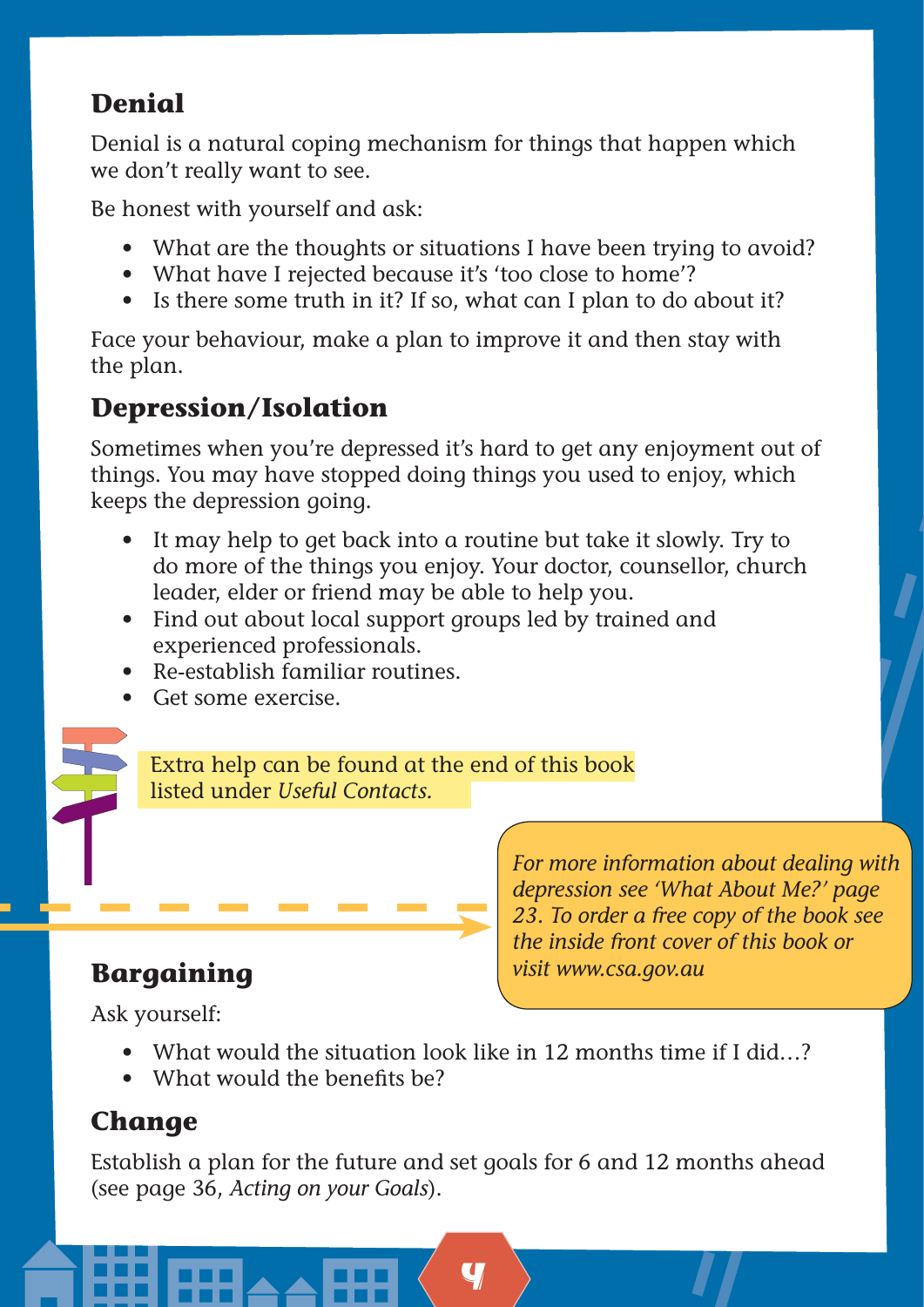## Denial

Denial is a natural coping mechanism for things that happen which we don't really want to see.

Be honest with yourself and ask:

- What are the thoughts or situations I have been trying to avoid?
- What have I rejected because it's 'too close to home'?
- Is there some truth in it? If so, what can I plan to do about it?

Face your behaviour, make a plan to improve it and then stay with the plan.

## Depression/Isolation

Sometimes when you're depressed it's hard to get any enjoyment out of things. You may have stopped doing things you used to enjoy, which keeps the depression going.

- It may help to get back into a routine but take it slowly. Try to do more of the things you enjoy. Your doctor, counsellor, church leader, elder or friend may be able to help you.
- Find out about local support groups led by trained and experienced professionals.
- Re-establish familiar routines.
- Get some exercise.

Extra help can be found at the end of this book listed under *Useful Contacts.*

*For more information about dealing with depression see 'What About Me?' page 23. To order a free copy of the book see the inside front cover of this book or visit www.csa.gov.au*

## Bargaining

Ask yourself:

- What would the situation look like in 12 months time if I did…?
- What would the benefits be?

## Change

Establish a plan for the future and set goals for 6 and 12 months ahead (see page 36, *Acting on your Goals*).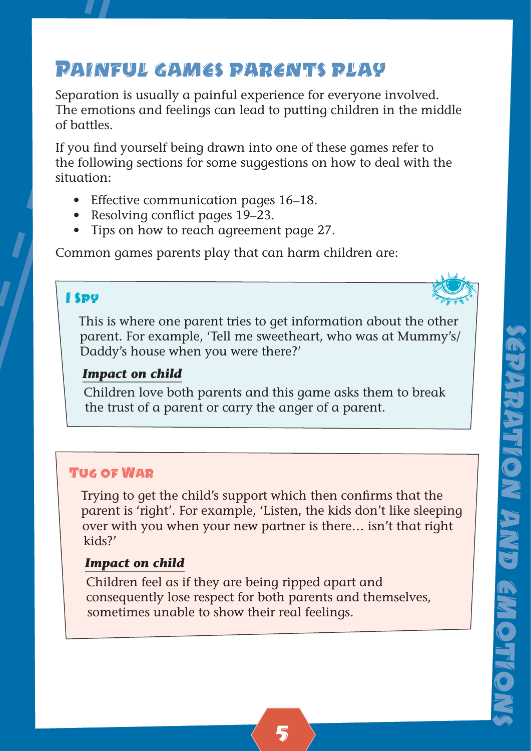# Painful games parents play

Separation is usually a painful experience for everyone involved. The emotions and feelings can lead to putting children in the middle of battles.

If you find yourself being drawn into one of these games refer to the following sections for some suggestions on how to deal with the situation:

- Effective communication pages 16–18.
- Resolving conflict pages 19–23.
- Tips on how to reach agreement page 27.

Common games parents play that can harm children are:

## I Spy

This is where one parent tries to get information about the other parent. For example, 'Tell me sweetheart, who was at Mummy's/Daddy's house when you were there?'

***Impact on child***

Children love both parents and this game asks them to break the trust of a parent or carry the anger of a parent.

## Tug of War

Trying to get the child's support which then confirms that the parent is 'right'. For example, 'Listen, the kids don't like sleeping over with you when your new partner is there… isn't that right kids?'

***Impact on child***

Children feel as if they are being ripped apart and consequently lose respect for both parents and themselves, sometimes unable to show their real feelings.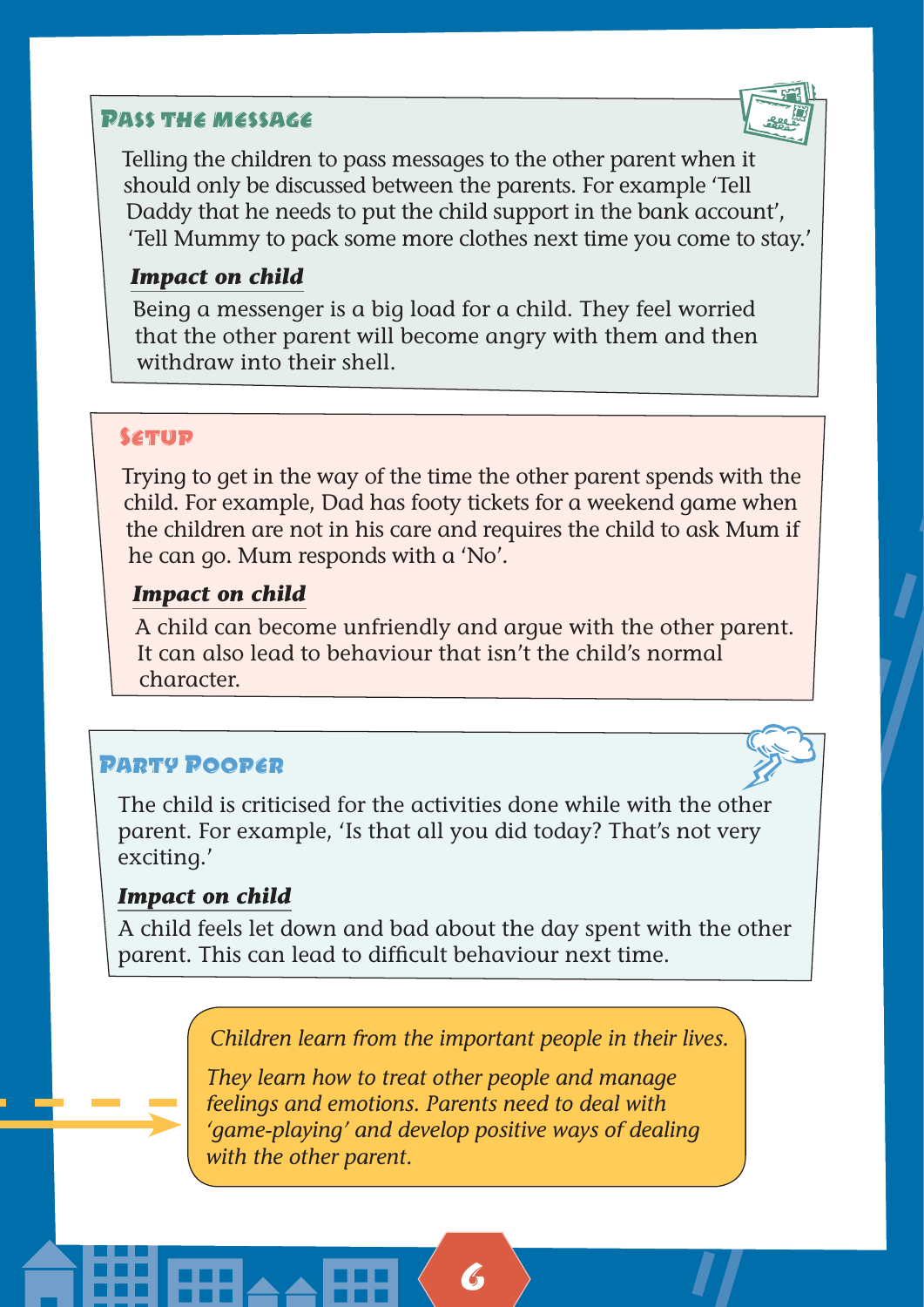## Pass the Message

Telling the children to pass messages to the other parent when it should only be discussed between the parents. For example 'Tell Daddy that he needs to put the child support in the bank account', 'Tell Mummy to pack some more clothes next time you come to stay.'

***Impact on child***

Being a messenger is a big load for a child. They feel worried that the other parent will become angry with them and then withdraw into their shell.

## Setup

Trying to get in the way of the time the other parent spends with the child. For example, Dad has footy tickets for a weekend game when the children are not in his care and requires the child to ask Mum if he can go. Mum responds with a 'No'.

***Impact on child***

A child can become unfriendly and argue with the other parent. It can also lead to behaviour that isn't the child's normal character.

## Party Pooper

The child is criticised for the activities done while with the other parent. For example, 'Is that all you did today? That's not very exciting.'

***Impact on child***

A child feels let down and bad about the day spent with the other parent. This can lead to difficult behaviour next time.

*Children learn from the important people in their lives.*

*They learn how to treat other people and manage feelings and emotions. Parents need to deal with 'game-playing' and develop positive ways of dealing with the other parent.*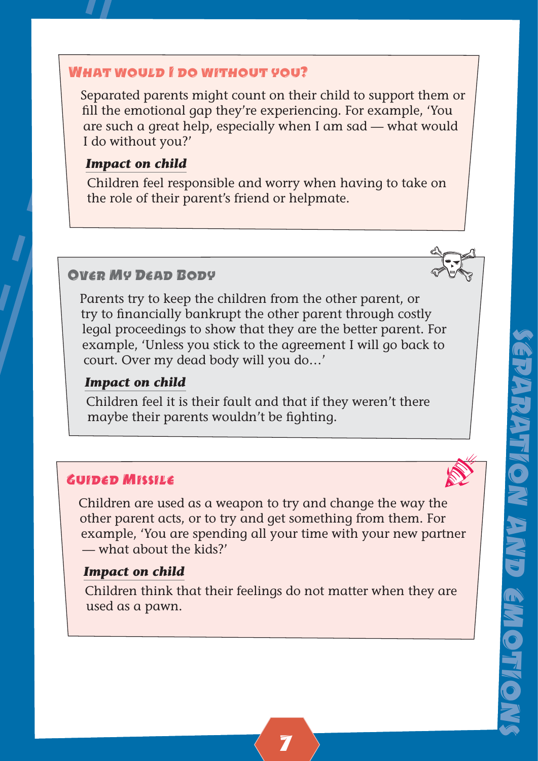## What would I do without you?

Separated parents might count on their child to support them or fill the emotional gap they're experiencing. For example, 'You are such a great help, especially when I am sad — what would I do without you?'

***Impact on child***

Children feel responsible and worry when having to take on the role of their parent's friend or helpmate.

## Over My Dead Body

Parents try to keep the children from the other parent, or try to financially bankrupt the other parent through costly legal proceedings to show that they are the better parent. For example, 'Unless you stick to the agreement I will go back to court. Over my dead body will you do…'

***Impact on child***

Children feel it is their fault and that if they weren't there maybe their parents wouldn't be fighting.

## Guided Missile

Children are used as a weapon to try and change the way the other parent acts, or to try and get something from them. For example, 'You are spending all your time with your new partner — what about the kids?'

***Impact on child***

Children think that their feelings do not matter when they are used as a pawn.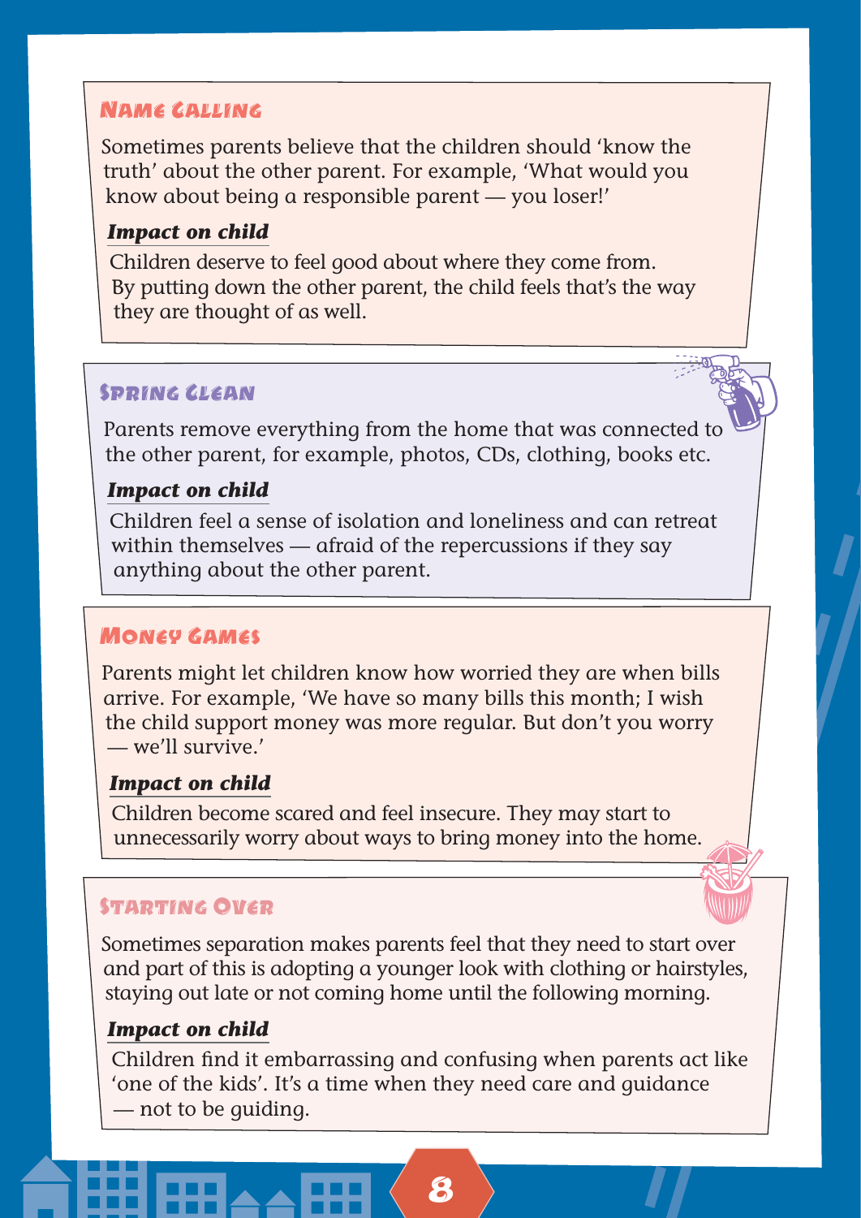## Name Calling

Sometimes parents believe that the children should 'know the truth' about the other parent. For example, 'What would you know about being a responsible parent — you loser!'

***Impact on child***

Children deserve to feel good about where they come from. By putting down the other parent, the child feels that's the way they are thought of as well.

## Spring Clean

Parents remove everything from the home that was connected to the other parent, for example, photos, CDs, clothing, books etc.

***Impact on child***

Children feel a sense of isolation and loneliness and can retreat within themselves — afraid of the repercussions if they say anything about the other parent.

## Money Games

Parents might let children know how worried they are when bills arrive. For example, 'We have so many bills this month; I wish the child support money was more regular. But don't you worry — we'll survive.'

***Impact on child***

Children become scared and feel insecure. They may start to unnecessarily worry about ways to bring money into the home.

## Starting Over

Sometimes separation makes parents feel that they need to start over and part of this is adopting a younger look with clothing or hairstyles, staying out late or not coming home until the following morning.

***Impact on child***

Children find it embarrassing and confusing when parents act like 'one of the kids'. It's a time when they need care and guidance — not to be guiding.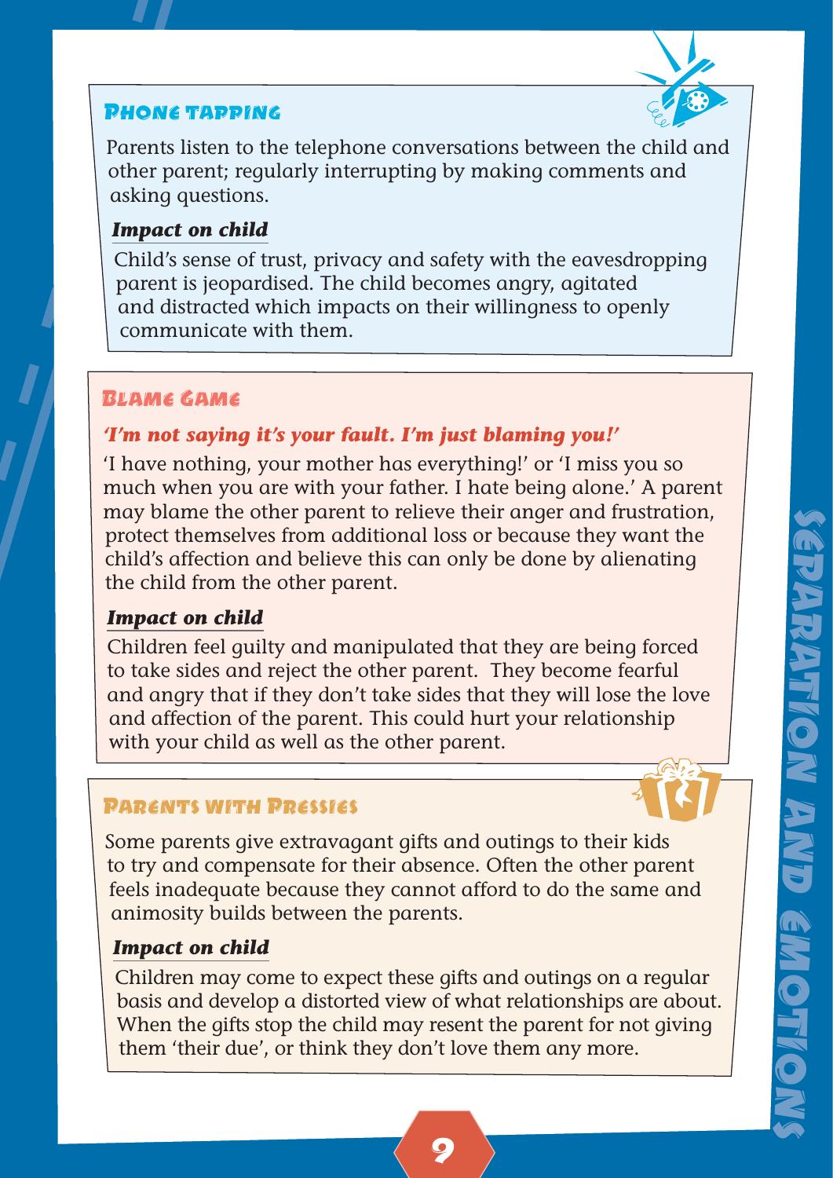## Phone tapping

Parents listen to the telephone conversations between the child and other parent; regularly interrupting by making comments and asking questions.

### *Impact on child*

Child's sense of trust, privacy and safety with the eavesdropping parent is jeopardised. The child becomes angry, agitated and distracted which impacts on their willingness to openly communicate with them.

## Blame Game

***'I'm not saying it's your fault. I'm just blaming you!'***

'I have nothing, your mother has everything!' or 'I miss you so much when you are with your father. I hate being alone.' A parent may blame the other parent to relieve their anger and frustration, protect themselves from additional loss or because they want the child's affection and believe this can only be done by alienating the child from the other parent.

### *Impact on child*

Children feel guilty and manipulated that they are being forced to take sides and reject the other parent. They become fearful and angry that if they don't take sides that they will lose the love and affection of the parent. This could hurt your relationship with your child as well as the other parent.

## Parents with Pressies

Some parents give extravagant gifts and outings to their kids to try and compensate for their absence. Often the other parent feels inadequate because they cannot afford to do the same and animosity builds between the parents.

### *Impact on child*

Children may come to expect these gifts and outings on a regular basis and develop a distorted view of what relationships are about. When the gifts stop the child may resent the parent for not giving them 'their due', or think they don't love them any more.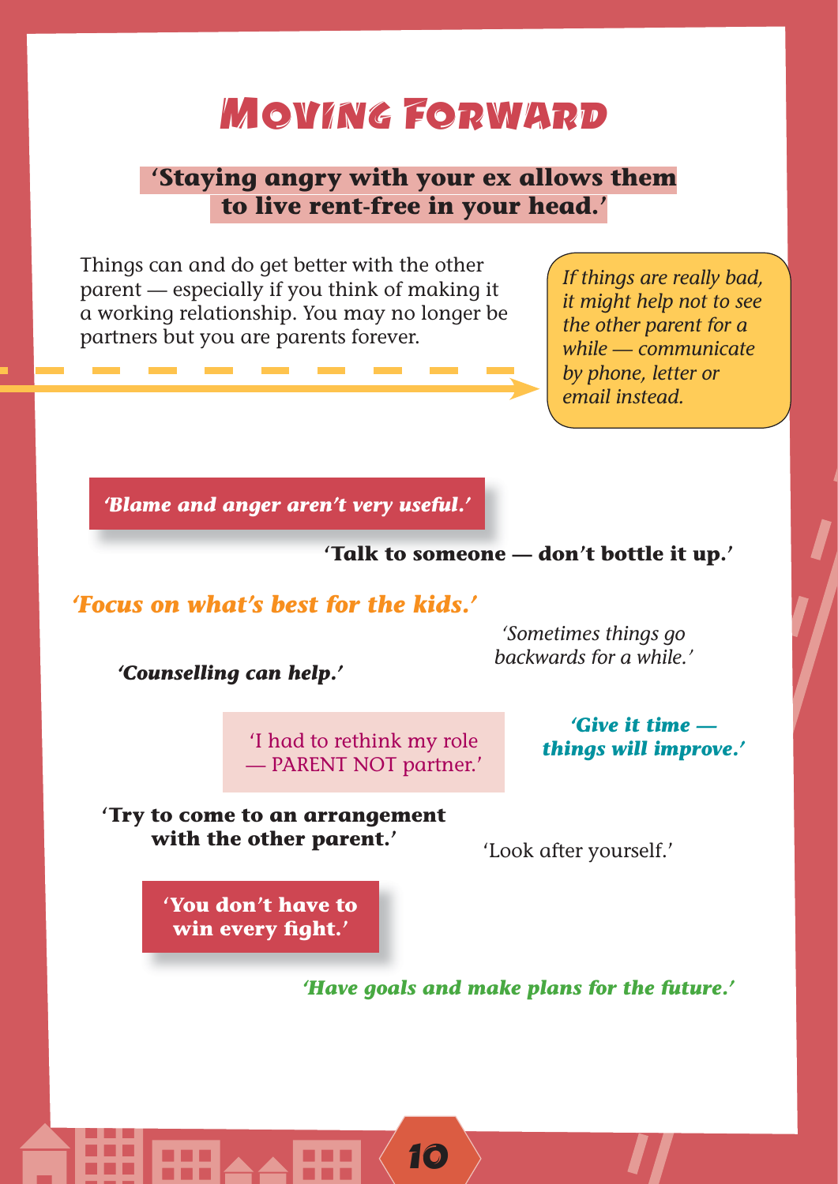# Moving Forward

**'Staying angry with your ex allows them to live rent-free in your head.'**

Things can and do get better with the other parent — especially if you think of making it a working relationship. You may no longer be partners but you are parents forever.

*If things are really bad, it might help not to see the other parent for a while — communicate by phone, letter or email instead.*

***'Blame and anger aren't very useful.'***

**'Talk to someone — don't bottle it up.'**

***'Focus on what's best for the kids.'***

*'Sometimes things go backwards for a while.'*

***'Counselling can help.'***

'I had to rethink my role — PARENT NOT partner.'

***'Give it time — things will improve.'***

**'Try to come to an arrangement with the other parent.'**

'Look after yourself.'

**'You don't have to win every fight.'**

***'Have goals and make plans for the future.'***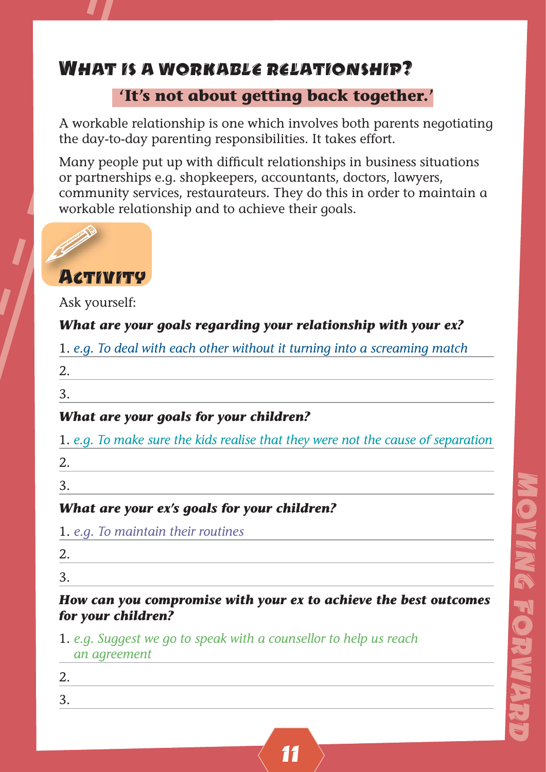# What is a workable relationship?

**'It's not about getting back together.'**

A workable relationship is one which involves both parents negotiating the day-to-day parenting responsibilities. It takes effort.

Many people put up with difficult relationships in business situations or partnerships e.g. shopkeepers, accountants, doctors, lawyers, community services, restaurateurs. They do this in order to maintain a workable relationship and to achieve their goals.

## Activity

Ask yourself:

***What are your goals regarding your relationship with your ex?***

1. *e.g. To deal with each other without it turning into a screaming match*
2. 
3. 

***What are your goals for your children?***

1. *e.g. To make sure the kids realise that they were not the cause of separation*
2. 
3. 

***What are your ex's goals for your children?***

1. *e.g. To maintain their routines*
2. 
3. 

***How can you compromise with your ex to achieve the best outcomes for your children?***

1. *e.g. Suggest we go to speak with a counsellor to help us reach an agreement*
2. 
3.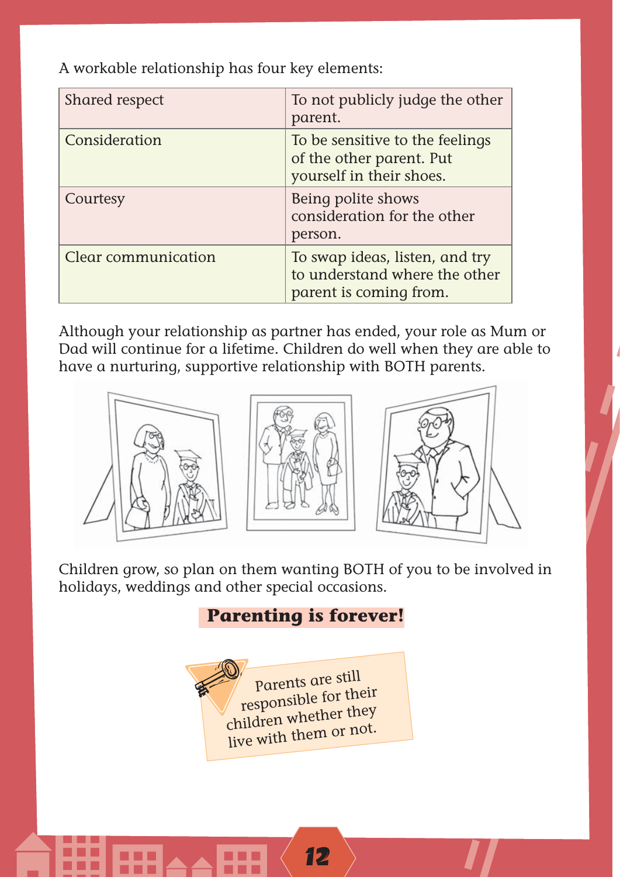A workable relationship has four key elements:

| | |
|---|---|
| Shared respect | To not publicly judge the other parent. |
| Consideration | To be sensitive to the feelings of the other parent. Put yourself in their shoes. |
| Courtesy | Being polite shows consideration for the other person. |
| Clear communication | To swap ideas, listen, and try to understand where the other parent is coming from. |

Although your relationship as partner has ended, your role as Mum or Dad will continue for a lifetime. Children do well when they are able to have a nurturing, supportive relationship with BOTH parents.

Children grow, so plan on them wanting BOTH of you to be involved in holidays, weddings and other special occasions.

**Parenting is forever!**

Parents are still responsible for their children whether they live with them or not.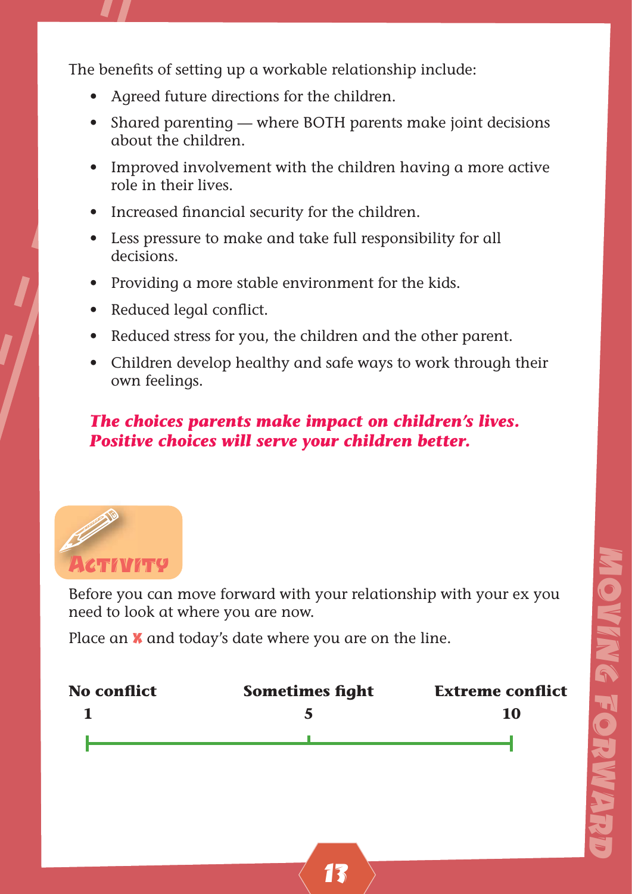The benefits of setting up a workable relationship include:

- Agreed future directions for the children.
- Shared parenting — where BOTH parents make joint decisions about the children.
- Improved involvement with the children having a more active role in their lives.
- Increased financial security for the children.
- Less pressure to make and take full responsibility for all decisions.
- Providing a more stable environment for the kids.
- Reduced legal conflict.
- Reduced stress for you, the children and the other parent.
- Children develop healthy and safe ways to work through their own feelings.

***The choices parents make impact on children's lives. Positive choices will serve your children better.***

## Activity

Before you can move forward with your relationship with your ex you need to look at where you are now.

Place an X and today's date where you are on the line.

| **No conflict** | **Sometimes fight** | **Extreme conflict** |
|---|---|---|
| **1** | **5** | **10** |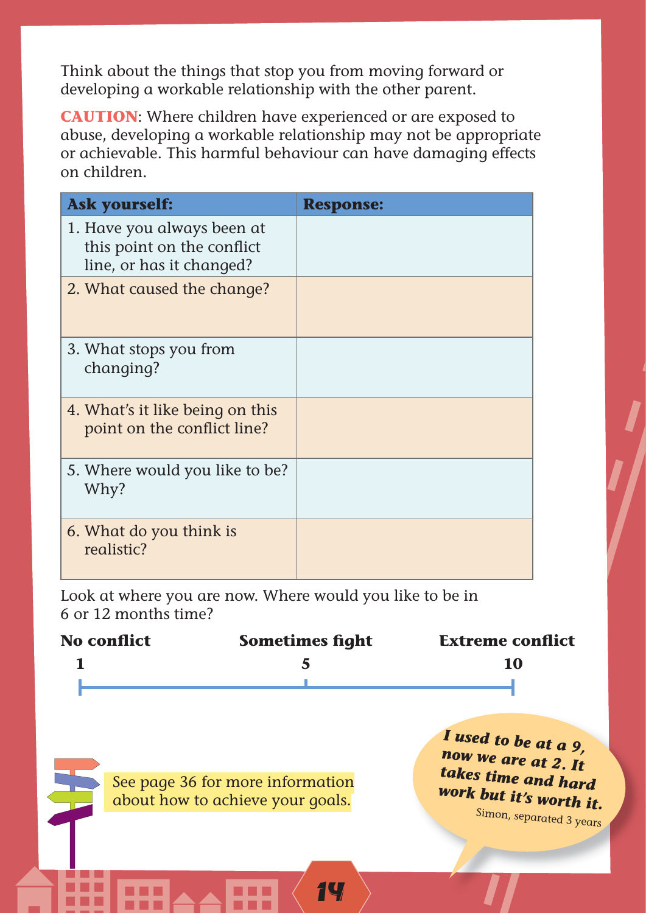Think about the things that stop you from moving forward or developing a workable relationship with the other parent.

**CAUTION**: Where children have experienced or are exposed to abuse, developing a workable relationship may not be appropriate or achievable. This harmful behaviour can have damaging effects on children.

| Ask yourself: | Response: |
|---|---|
| 1. Have you always been at this point on the conflict line, or has it changed? | |
| 2. What caused the change? | |
| 3. What stops you from changing? | |
| 4. What's it like being on this point on the conflict line? | |
| 5. Where would you like to be? Why? | |
| 6. What do you think is realistic? | |

Look at where you are now. Where would you like to be in 6 or 12 months time?

| No conflict | Sometimes fight | Extreme conflict |
|---|---|---|
| 1 | 5 | 10 |

See page 36 for more information about how to achieve your goals.

***I used to be at a 9, now we are at 2. It takes time and hard work but it's worth it.***

Simon, separated 3 years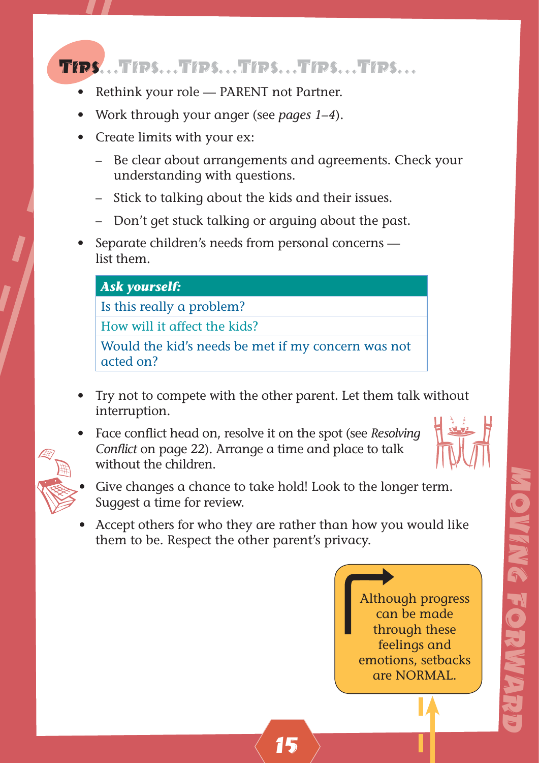## Tips...Tips...Tips...Tips...Tips...Tips...

- Rethink your role — PARENT not Partner.
- Work through your anger (see *pages 1–4*).
- Create limits with your ex:
  - Be clear about arrangements and agreements. Check your understanding with questions.
  - Stick to talking about the kids and their issues.
  - Don't get stuck talking or arguing about the past.
- Separate children's needs from personal concerns — list them.

| ***Ask yourself:*** |
| --- |
| Is this really a problem? |
| How will it affect the kids? |
| Would the kid's needs be met if my concern was not acted on? |

- Try not to compete with the other parent. Let them talk without interruption.
- Face conflict head on, resolve it on the spot (see *Resolving Conflict* on page 22). Arrange a time and place to talk without the children.
- Give changes a chance to take hold! Look to the longer term. Suggest a time for review.
- Accept others for who they are rather than how you would like them to be. Respect the other parent's privacy.

Although progress can be made through these feelings and emotions, setbacks are NORMAL.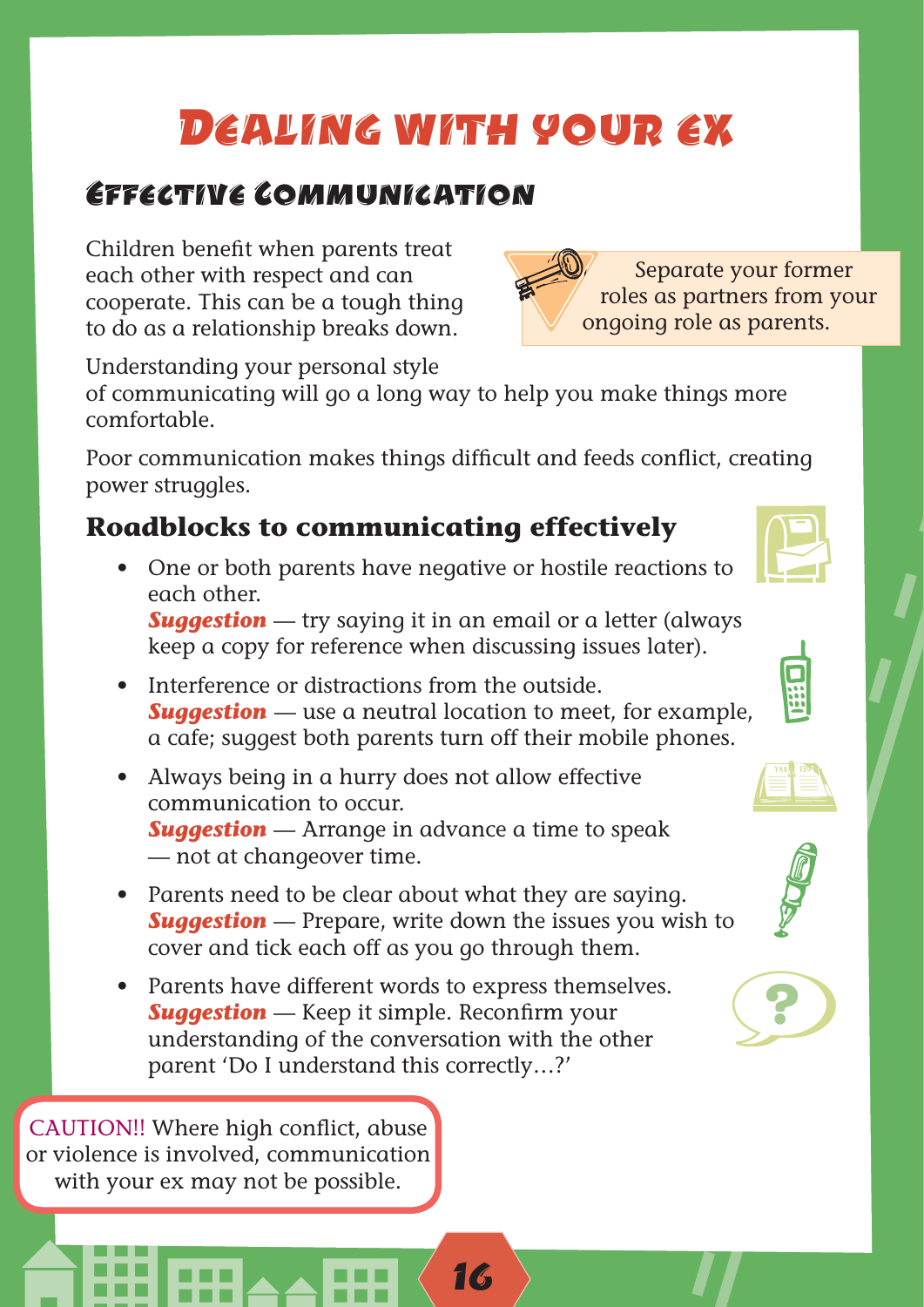# Dealing with your ex

## Effective Communication

Children benefit when parents treat each other with respect and can cooperate. This can be a tough thing to do as a relationship breaks down.

> Separate your former roles as partners from your ongoing role as parents.

Understanding your personal style of communicating will go a long way to help you make things more comfortable.

Poor communication makes things difficult and feeds conflict, creating power struggles.

### Roadblocks to communicating effectively

- One or both parents have negative or hostile reactions to each other.
  ***Suggestion*** — try saying it in an email or a letter (always keep a copy for reference when discussing issues later).
- Interference or distractions from the outside.
  ***Suggestion*** — use a neutral location to meet, for example, a cafe; suggest both parents turn off their mobile phones.
- Always being in a hurry does not allow effective communication to occur.
  ***Suggestion*** — Arrange in advance a time to speak — not at changeover time.
- Parents need to be clear about what they are saying.
  ***Suggestion*** — Prepare, write down the issues you wish to cover and tick each off as you go through them.
- Parents have different words to express themselves.
  ***Suggestion*** — Keep it simple. Reconfirm your understanding of the conversation with the other parent 'Do I understand this correctly…?'

> CAUTION!! Where high conflict, abuse or violence is involved, communication with your ex may not be possible.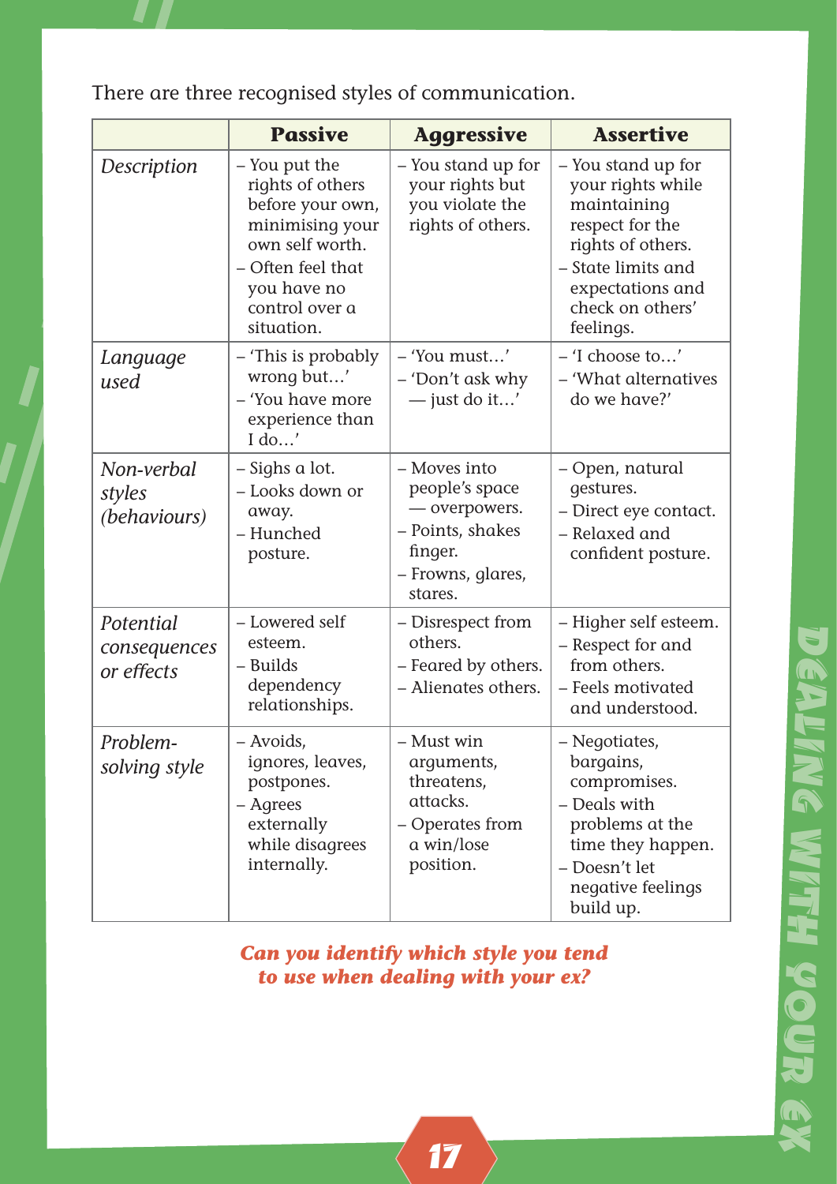There are three recognised styles of communication.

| | Passive | Aggressive | Assertive |
|---|---|---|---|
| *Description* | – You put the rights of others before your own, minimising your own self worth.<br>– Often feel that you have no control over a situation. | – You stand up for your rights but you violate the rights of others. | – You stand up for your rights while maintaining respect for the rights of others.<br>– State limits and expectations and check on others' feelings. |
| *Language used* | – 'This is probably wrong but…'<br>– 'You have more experience than I do…' | – 'You must…'<br>– 'Don't ask why — just do it…' | – 'I choose to…'<br>– 'What alternatives do we have?' |
| *Non-verbal styles (behaviours)* | – Sighs a lot.<br>– Looks down or away.<br>– Hunched posture. | – Moves into people's space — overpowers.<br>– Points, shakes finger.<br>– Frowns, glares, stares. | – Open, natural gestures.<br>– Direct eye contact.<br>– Relaxed and confident posture. |
| *Potential consequences or effects* | – Lowered self esteem.<br>– Builds dependency relationships. | – Disrespect from others.<br>– Feared by others.<br>– Alienates others. | – Higher self esteem.<br>– Respect for and from others.<br>– Feels motivated and understood. |
| *Problem-solving style* | – Avoids, ignores, leaves, postpones.<br>– Agrees externally while disagrees internally. | – Must win arguments, threatens, attacks.<br>– Operates from a win/lose position. | – Negotiates, bargains, compromises.<br>– Deals with problems at the time they happen.<br>– Doesn't let negative feelings build up. |

***Can you identify which style you tend to use when dealing with your ex?***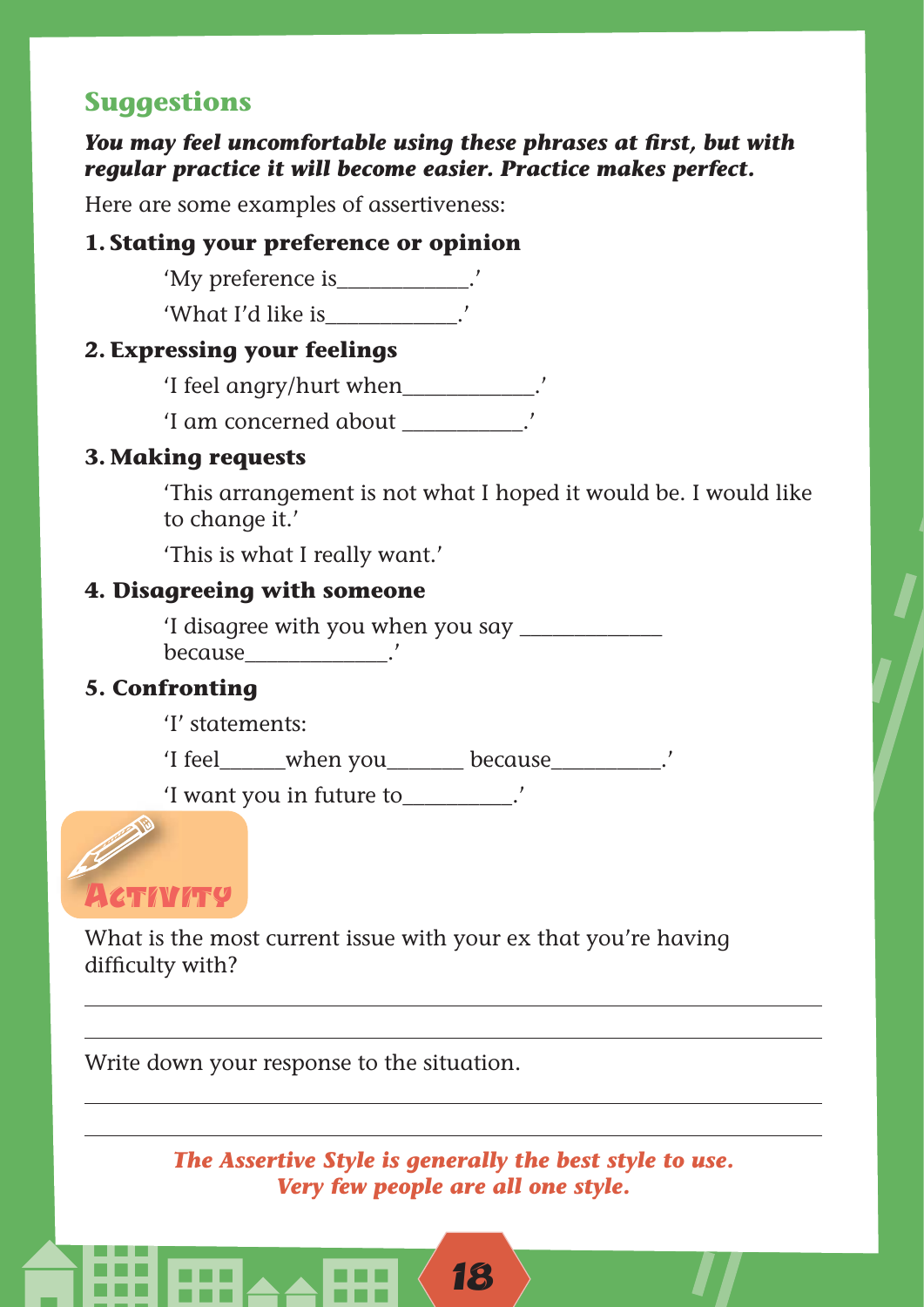## Suggestions

***You may feel uncomfortable using these phrases at first, but with regular practice it will become easier. Practice makes perfect.***

Here are some examples of assertiveness:

**1. Stating your preference or opinion**

'My preference is____________.'

'What I'd like is____________.'

**2. Expressing your feelings**

'I feel angry/hurt when____________.'

'I am concerned about ___________.'

**3. Making requests**

'This arrangement is not what I hoped it would be. I would like to change it.'

'This is what I really want.'

**4. Disagreeing with someone**

'I disagree with you when you say _____________ because_____________.'

**5. Confronting**

'I' statements:

'I feel______when you_______ because__________.'

'I want you in future to__________.'

**Activity**

What is the most current issue with your ex that you're having difficulty with?

______________________________________________________________________

______________________________________________________________________

Write down your response to the situation.

______________________________________________________________________

______________________________________________________________________

***The Assertive Style is generally the best style to use. Very few people are all one style.***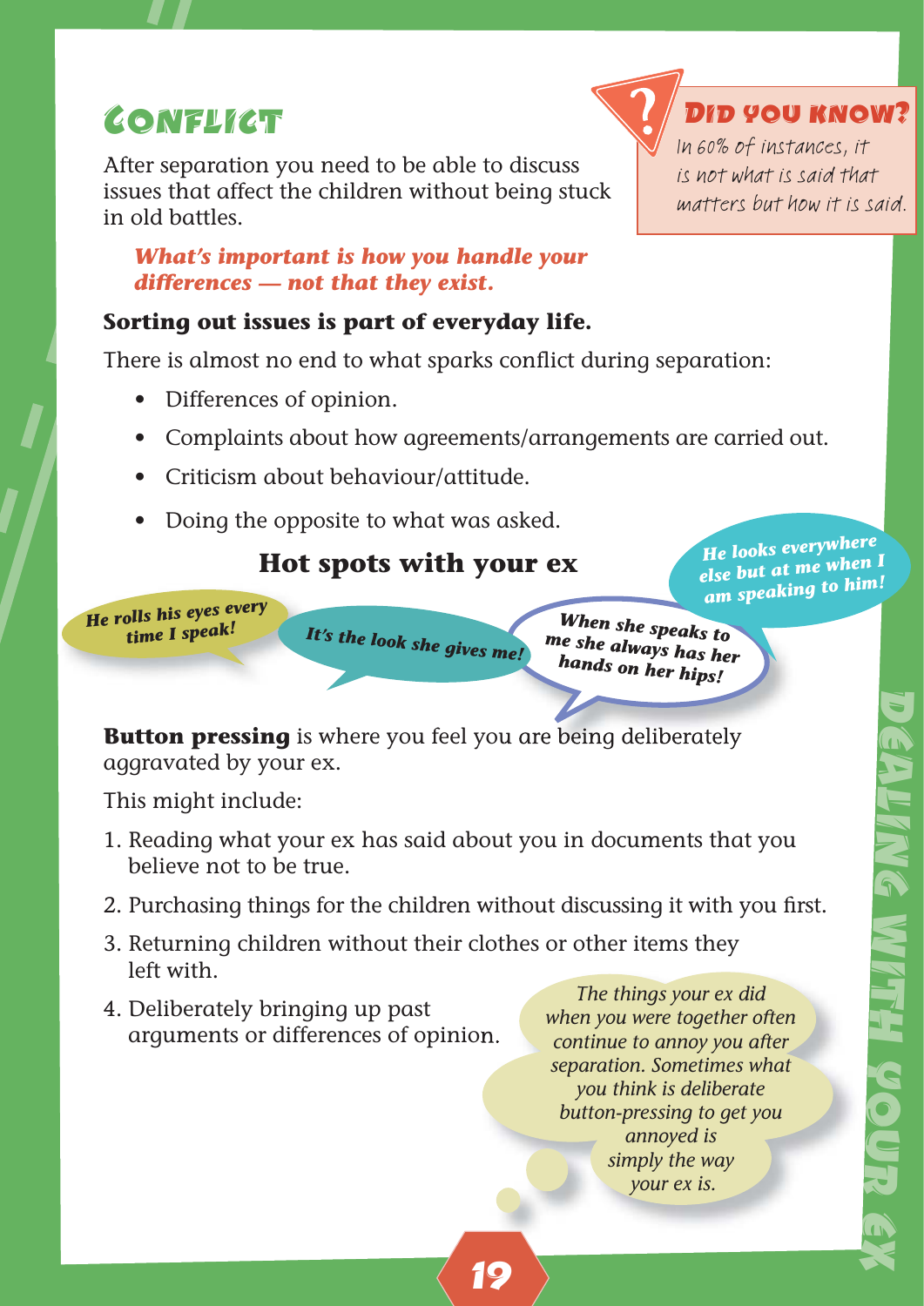# Conflict

After separation you need to be able to discuss issues that affect the children without being stuck in old battles.

> **Did you know?**
> In 60% of instances, it is not what is said that matters but how it is said.

***What's important is how you handle your differences — not that they exist.***

**Sorting out issues is part of everyday life.**

There is almost no end to what sparks conflict during separation:

- Differences of opinion.
- Complaints about how agreements/arrangements are carried out.
- Criticism about behaviour/attitude.
- Doing the opposite to what was asked.

## Hot spots with your ex

*He rolls his eyes every time I speak!*

*It's the look she gives me!*

*When she speaks to me she always has her hands on her hips!*

*He looks everywhere else but at me when I am speaking to him!*

**Button pressing** is where you feel you are being deliberately aggravated by your ex.

This might include:

1. Reading what your ex has said about you in documents that you believe not to be true.
2. Purchasing things for the children without discussing it with you first.
3. Returning children without their clothes or other items they left with.
4. Deliberately bringing up past arguments or differences of opinion.

*The things your ex did when you were together often continue to annoy you after separation. Sometimes what you think is deliberate button-pressing to get you annoyed is simply the way your ex is.*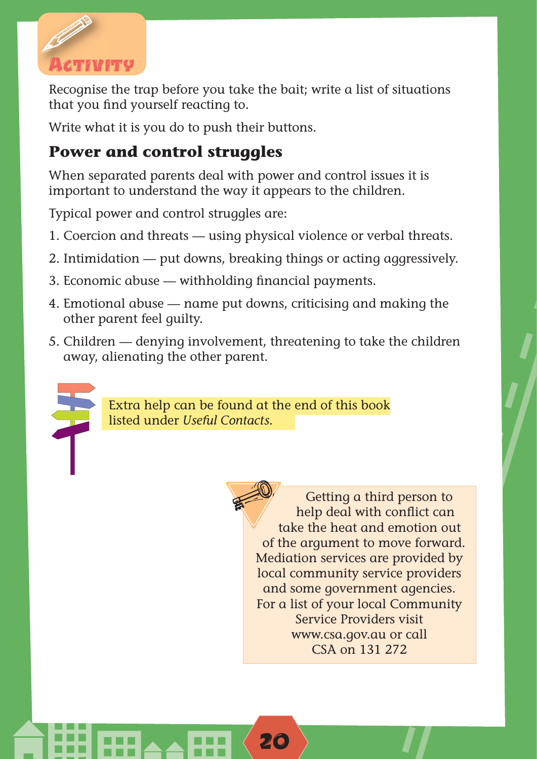**Activity**

Recognise the trap before you take the bait; write a list of situations that you find yourself reacting to.

Write what it is you do to push their buttons.

## Power and control struggles

When separated parents deal with power and control issues it is important to understand the way it appears to the children.

Typical power and control struggles are:

1. Coercion and threats — using physical violence or verbal threats.
2. Intimidation — put downs, breaking things or acting aggressively.
3. Economic abuse — withholding financial payments.
4. Emotional abuse — name put downs, criticising and making the other parent feel guilty.
5. Children — denying involvement, threatening to take the children away, alienating the other parent.

Extra help can be found at the end of this book listed under *Useful Contacts.*

Getting a third person to help deal with conflict can take the heat and emotion out of the argument to move forward. Mediation services are provided by local community service providers and some government agencies. For a list of your local Community Service Providers visit www.csa.gov.au or call CSA on 131 272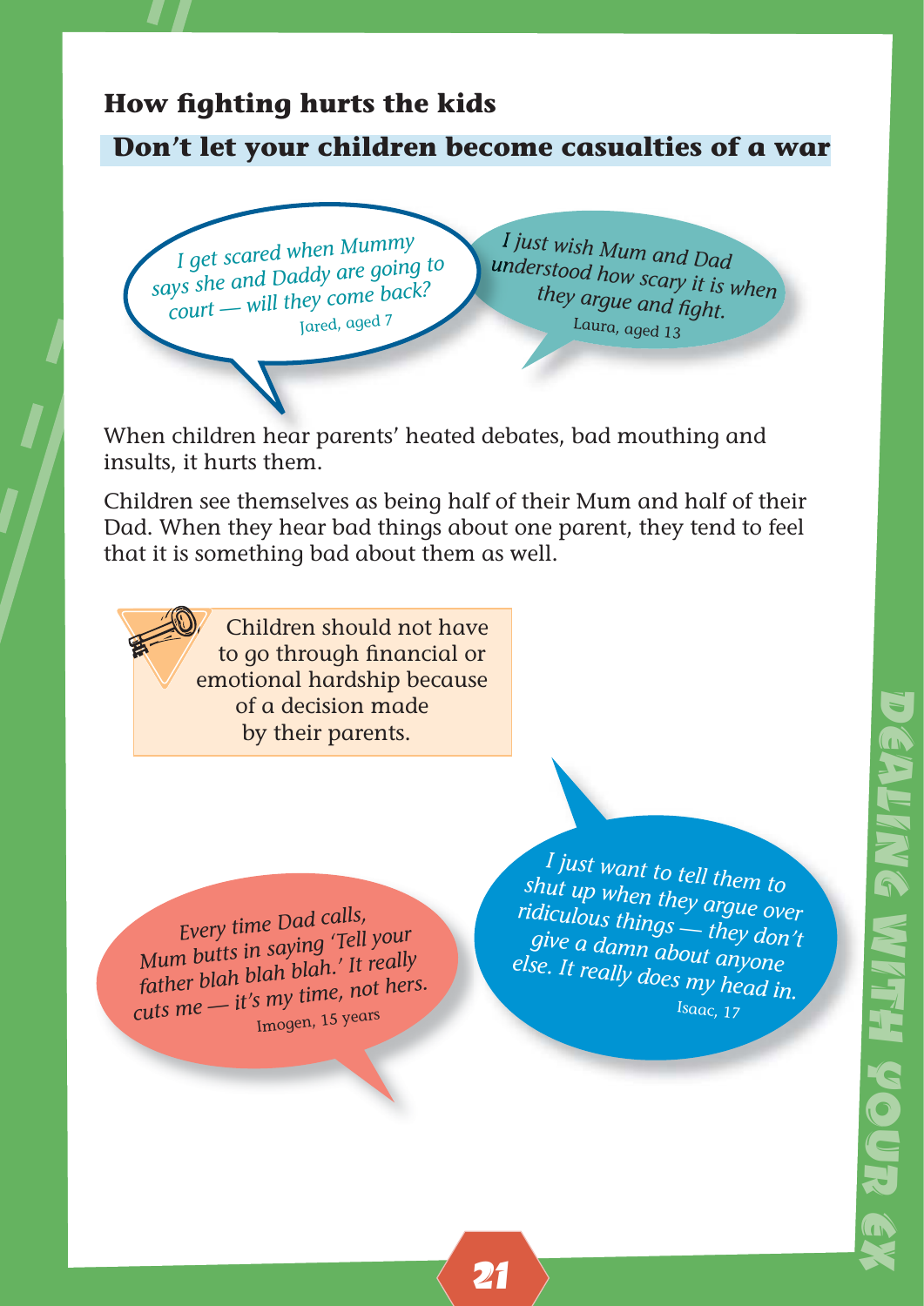## How fighting hurts the kids

### Don't let your children become casualties of a war

*I get scared when Mummy says she and Daddy are going to court — will they come back?*
Jared, aged 7

*I just wish Mum and Dad understood how scary it is when they argue and fight.*
Laura, aged 13

When children hear parents' heated debates, bad mouthing and insults, it hurts them.

Children see themselves as being half of their Mum and half of their Dad. When they hear bad things about one parent, they tend to feel that it is something bad about them as well.

> Children should not have to go through financial or emotional hardship because of a decision made by their parents.

*Every time Dad calls, Mum butts in saying 'Tell your father blah blah blah.' It really cuts me — it's my time, not hers.*
Imogen, 15 years

*I just want to tell them to shut up when they argue over ridiculous things — they don't give a damn about anyone else. It really does my head in.*
Isaac, 17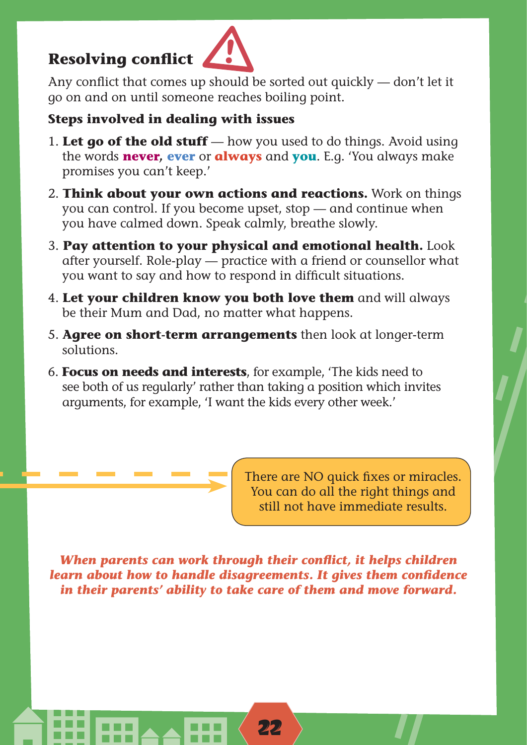## Resolving conflict

Any conflict that comes up should be sorted out quickly — don't let it go on and on until someone reaches boiling point.

**Steps involved in dealing with issues**

1. **Let go of the old stuff** — how you used to do things. Avoid using the words **never, ever** or **always** and **you**. E.g. 'You always make promises you can't keep.'
2. **Think about your own actions and reactions.** Work on things you can control. If you become upset, stop — and continue when you have calmed down. Speak calmly, breathe slowly.
3. **Pay attention to your physical and emotional health.** Look after yourself. Role-play — practice with a friend or counsellor what you want to say and how to respond in difficult situations.
4. **Let your children know you both love them** and will always be their Mum and Dad, no matter what happens.
5. **Agree on short-term arrangements** then look at longer-term solutions.
6. **Focus on needs and interests**, for example, 'The kids need to see both of us regularly' rather than taking a position which invites arguments, for example, 'I want the kids every other week.'

There are NO quick fixes or miracles. You can do all the right things and still not have immediate results.

***When parents can work through their conflict, it helps children learn about how to handle disagreements. It gives them confidence in their parents' ability to take care of them and move forward.***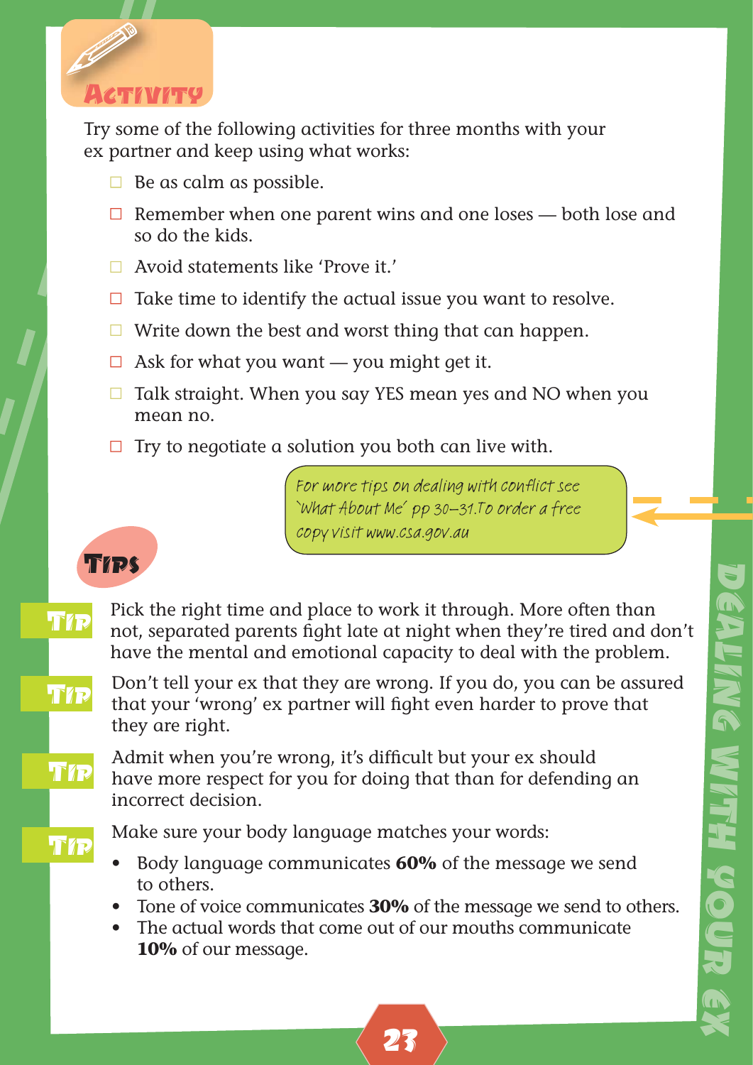## Activity

Try some of the following activities for three months with your ex partner and keep using what works:

- ☐ Be as calm as possible.
- ☐ Remember when one parent wins and one loses — both lose and so do the kids.
- ☐ Avoid statements like 'Prove it.'
- ☐ Take time to identify the actual issue you want to resolve.
- ☐ Write down the best and worst thing that can happen.
- ☐ Ask for what you want — you might get it.
- ☐ Talk straight. When you say YES mean yes and NO when you mean no.
- ☐ Try to negotiate a solution you both can live with.

For more tips on dealing with conflict see 'What About Me' pp 30–31. To order a free copy visit www.csa.gov.au

## Tips

**Tip:** Pick the right time and place to work it through. More often than not, separated parents fight late at night when they're tired and don't have the mental and emotional capacity to deal with the problem.

**Tip:** Don't tell your ex that they are wrong. If you do, you can be assured that your 'wrong' ex partner will fight even harder to prove that they are right.

**Tip:** Admit when you're wrong, it's difficult but your ex should have more respect for you for doing that than for defending an incorrect decision.

**Tip:** Make sure your body language matches your words:

- Body language communicates **60%** of the message we send to others.
- Tone of voice communicates **30%** of the message we send to others.
- The actual words that come out of our mouths communicate **10%** of our message.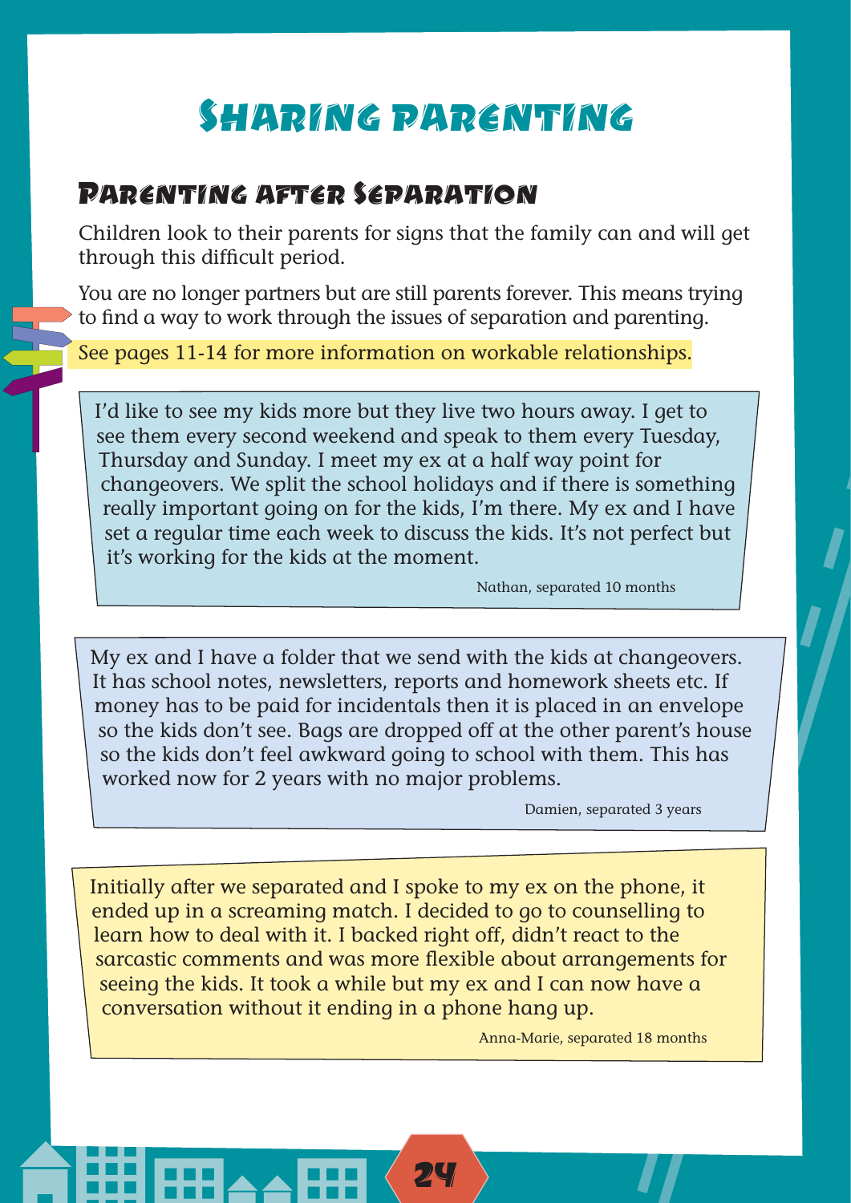# Sharing Parenting

## Parenting After Separation

Children look to their parents for signs that the family can and will get through this difficult period.

You are no longer partners but are still parents forever. This means trying to find a way to work through the issues of separation and parenting.

See pages 11-14 for more information on workable relationships.

> I'd like to see my kids more but they live two hours away. I get to see them every second weekend and speak to them every Tuesday, Thursday and Sunday. I meet my ex at a half way point for changeovers. We split the school holidays and if there is something really important going on for the kids, I'm there. My ex and I have set a regular time each week to discuss the kids. It's not perfect but it's working for the kids at the moment.
>
> Nathan, separated 10 months

> My ex and I have a folder that we send with the kids at changeovers. It has school notes, newsletters, reports and homework sheets etc. If money has to be paid for incidentals then it is placed in an envelope so the kids don't see. Bags are dropped off at the other parent's house so the kids don't feel awkward going to school with them. This has worked now for 2 years with no major problems.
>
> Damien, separated 3 years

> Initially after we separated and I spoke to my ex on the phone, it ended up in a screaming match. I decided to go to counselling to learn how to deal with it. I backed right off, didn't react to the sarcastic comments and was more flexible about arrangements for seeing the kids. It took a while but my ex and I can now have a conversation without it ending in a phone hang up.
>
> Anna-Marie, separated 18 months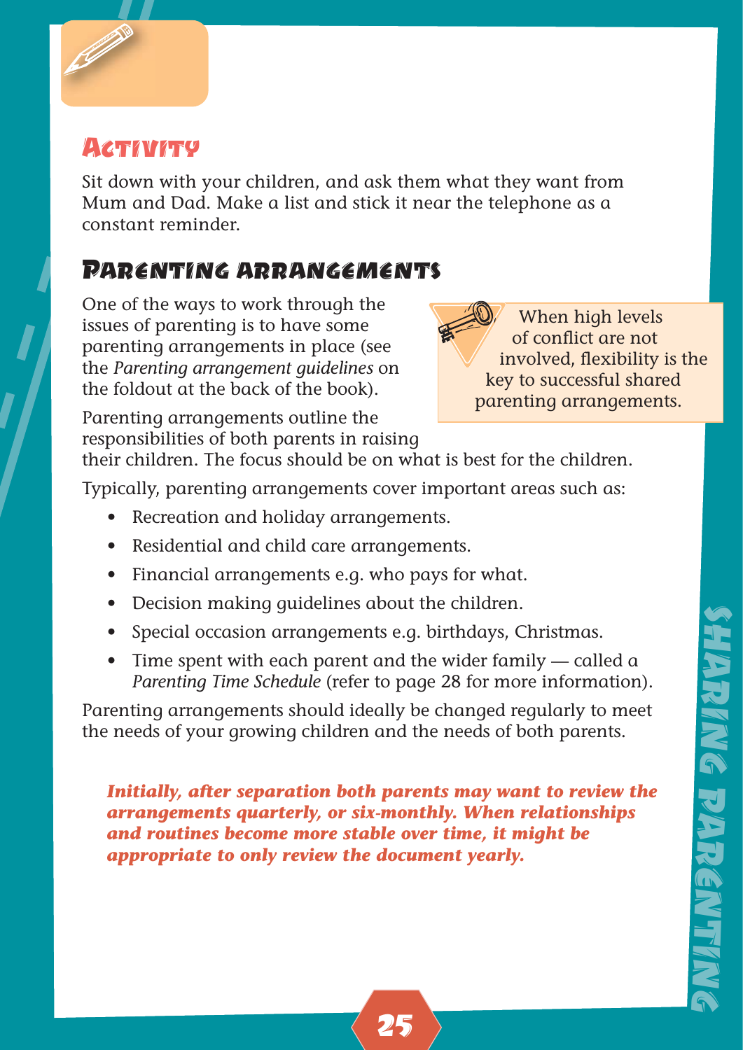## Activity

Sit down with your children, and ask them what they want from Mum and Dad. Make a list and stick it near the telephone as a constant reminder.

## Parenting arrangements

One of the ways to work through the issues of parenting is to have some parenting arrangements in place (see the *Parenting arrangement guidelines* on the foldout at the back of the book).

> When high levels of conflict are not involved, flexibility is the key to successful shared parenting arrangements.

Parenting arrangements outline the responsibilities of both parents in raising their children. The focus should be on what is best for the children.

Typically, parenting arrangements cover important areas such as:

- Recreation and holiday arrangements.
- Residential and child care arrangements.
- Financial arrangements e.g. who pays for what.
- Decision making guidelines about the children.
- Special occasion arrangements e.g. birthdays, Christmas.
- Time spent with each parent and the wider family — called a *Parenting Time Schedule* (refer to page 28 for more information).

Parenting arrangements should ideally be changed regularly to meet the needs of your growing children and the needs of both parents.

***Initially, after separation both parents may want to review the arrangements quarterly, or six-monthly. When relationships and routines become more stable over time, it might be appropriate to only review the document yearly.***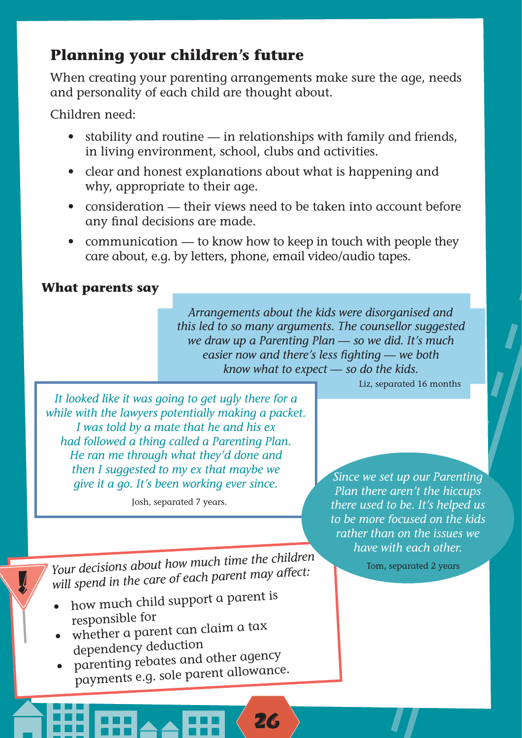## Planning your children's future

When creating your parenting arrangements make sure the age, needs and personality of each child are thought about.

Children need:

- stability and routine — in relationships with family and friends, in living environment, school, clubs and activities.
- clear and honest explanations about what is happening and why, appropriate to their age.
- consideration — their views need to be taken into account before any final decisions are made.
- communication — to know how to keep in touch with people they care about, e.g. by letters, phone, email video/audio tapes.

### What parents say

*Arrangements about the kids were disorganised and this led to so many arguments. The counsellor suggested we draw up a Parenting Plan — so we did. It's much easier now and there's less fighting — we both know what to expect — so do the kids.*

Liz, separated 16 months

*It looked like it was going to get ugly there for a while with the lawyers potentially making a packet. I was told by a mate that he and his ex had followed a thing called a Parenting Plan. He ran me through what they'd done and then I suggested to my ex that maybe we give it a go. It's been working ever since.*

Josh, separated 7 years.

*Since we set up our Parenting Plan there aren't the hiccups there used to be. It's helped us to be more focused on the kids rather than on the issues we have with each other.*

Tom, separated 2 years

*Your decisions about how much time the children will spend in the care of each parent may affect:*

- how much child support a parent is responsible for
- whether a parent can claim a tax dependency deduction
- parenting rebates and other agency payments e.g. sole parent allowance.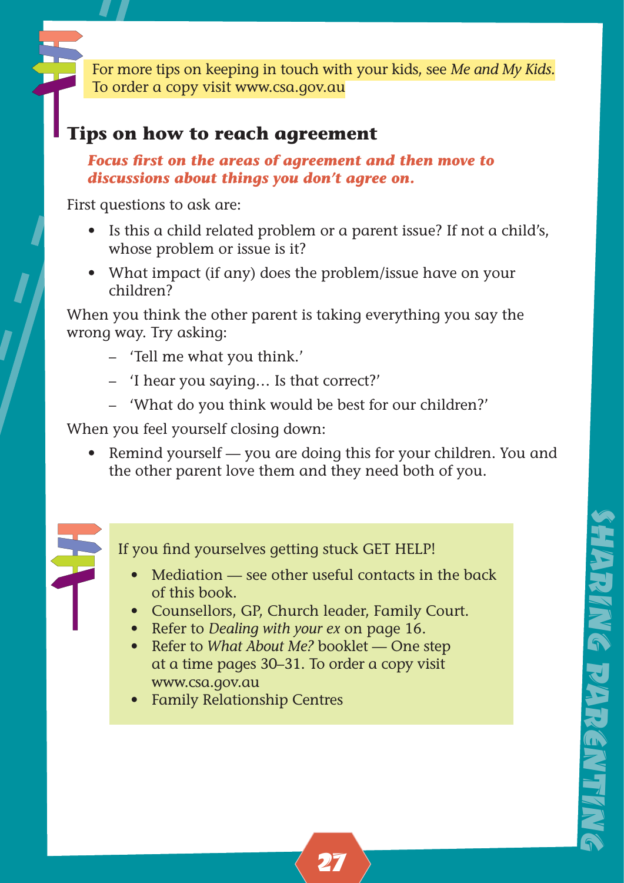For more tips on keeping in touch with your kids, see *Me and My Kids*. To order a copy visit www.csa.gov.au

## Tips on how to reach agreement

***Focus first on the areas of agreement and then move to discussions about things you don't agree on.***

First questions to ask are:

- Is this a child related problem or a parent issue? If not a child's, whose problem or issue is it?
- What impact (if any) does the problem/issue have on your children?

When you think the other parent is taking everything you say the wrong way. Try asking:

- 'Tell me what you think.'
- 'I hear you saying… Is that correct?'
- 'What do you think would be best for our children?'

When you feel yourself closing down:

- Remind yourself — you are doing this for your children. You and the other parent love them and they need both of you.

If you find yourselves getting stuck GET HELP!

- Mediation — see other useful contacts in the back of this book.
- Counsellors, GP, Church leader, Family Court.
- Refer to *Dealing with your ex* on page 16.
- Refer to *What About Me?* booklet — One step at a time pages 30–31. To order a copy visit www.csa.gov.au
- Family Relationship Centres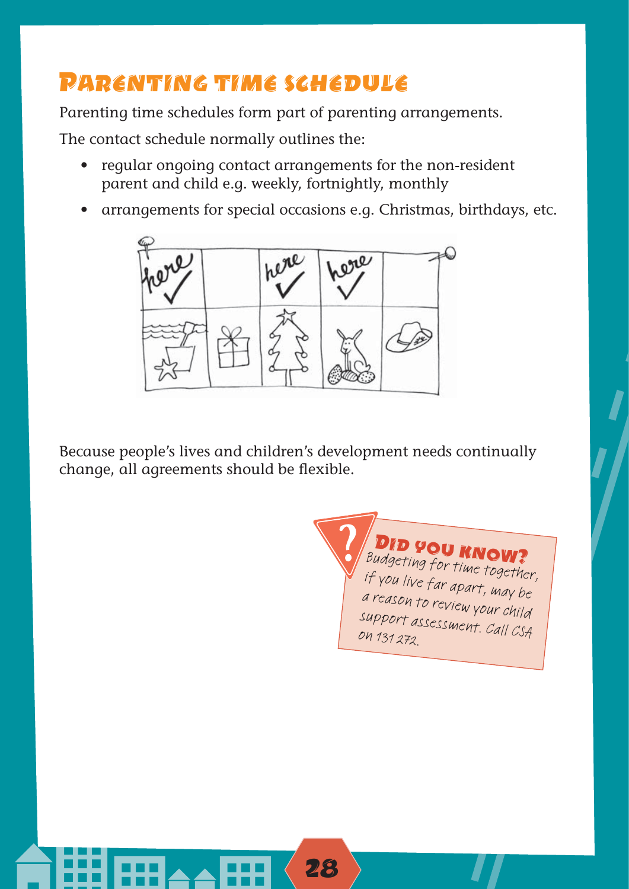# Parenting time schedule

Parenting time schedules form part of parenting arrangements.

The contact schedule normally outlines the:

- regular ongoing contact arrangements for the non-resident parent and child e.g. weekly, fortnightly, monthly
- arrangements for special occasions e.g. Christmas, birthdays, etc.

Because people's lives and children's development needs continually change, all agreements should be flexible.

**Did you know?**
Budgeting for time together, if you live far apart, may be a reason to review your child support assessment. Call CSA on 131 272.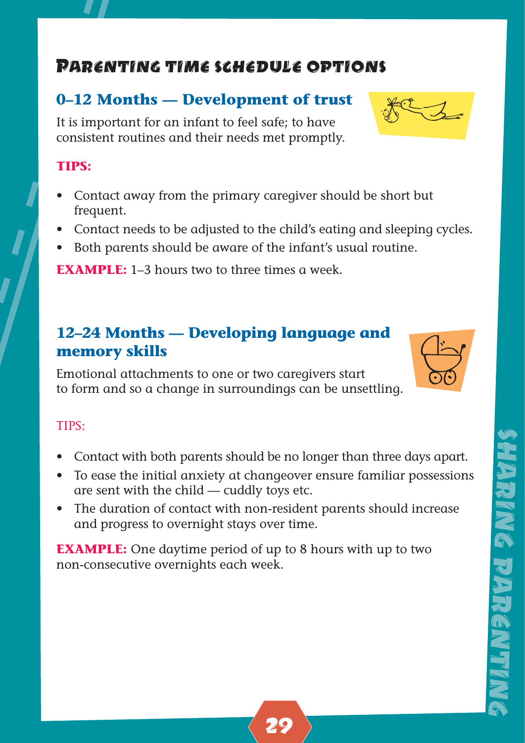# Parenting time schedule options

## 0–12 Months — Development of trust

It is important for an infant to feel safe; to have consistent routines and their needs met promptly.

**TIPS:**

- Contact away from the primary caregiver should be short but frequent.
- Contact needs to be adjusted to the child's eating and sleeping cycles.
- Both parents should be aware of the infant's usual routine.

**EXAMPLE:** 1–3 hours two to three times a week.

## 12–24 Months — Developing language and memory skills

Emotional attachments to one or two caregivers start to form and so a change in surroundings can be unsettling.

TIPS:

- Contact with both parents should be no longer than three days apart.
- To ease the initial anxiety at changeover ensure familiar possessions are sent with the child — cuddly toys etc.
- The duration of contact with non-resident parents should increase and progress to overnight stays over time.

**EXAMPLE:** One daytime period of up to 8 hours with up to two non-consecutive overnights each week.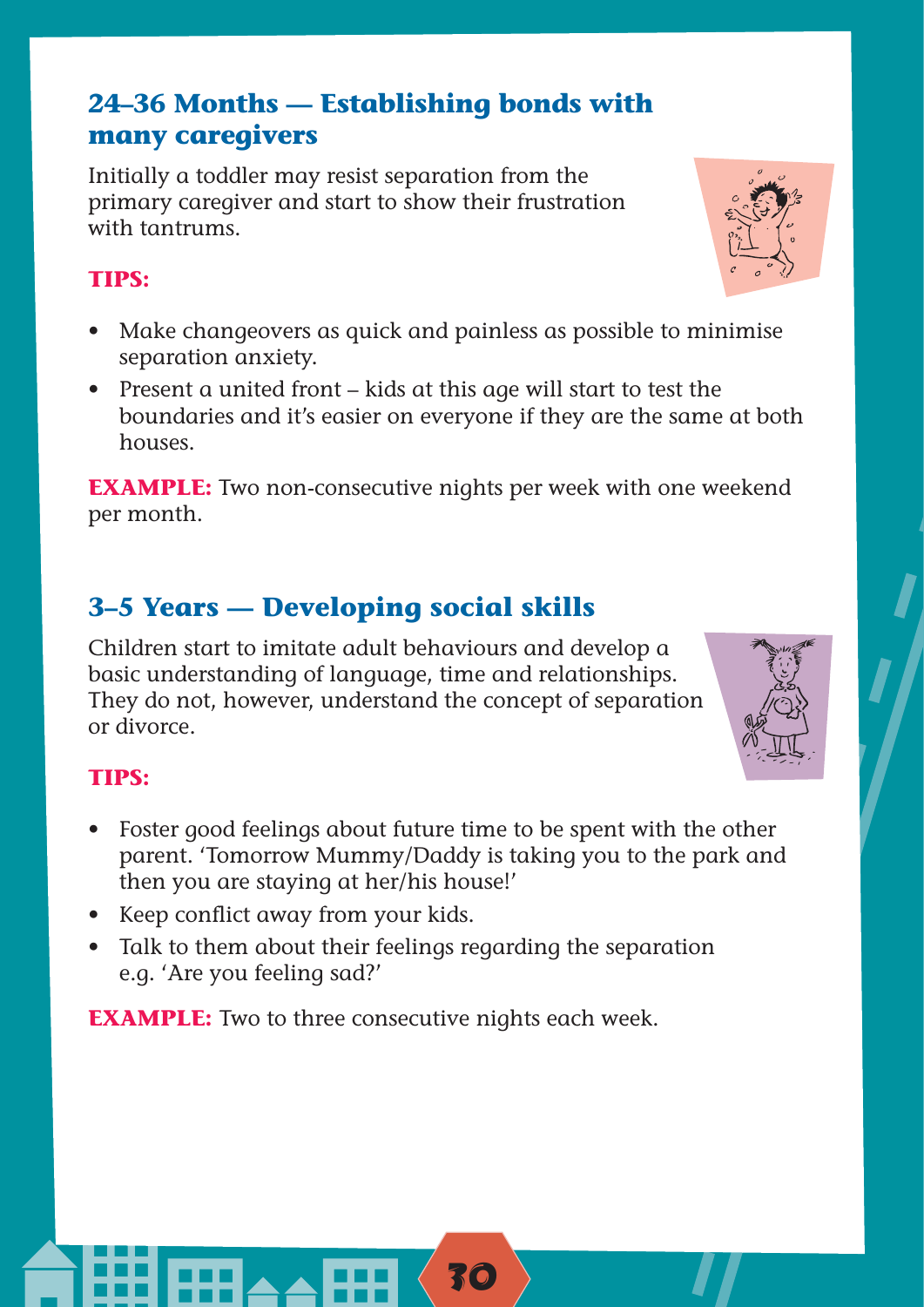## 24–36 Months — Establishing bonds with many caregivers

Initially a toddler may resist separation from the primary caregiver and start to show their frustration with tantrums.

**TIPS:**

- Make changeovers as quick and painless as possible to minimise separation anxiety.
- Present a united front – kids at this age will start to test the boundaries and it's easier on everyone if they are the same at both houses.

**EXAMPLE:** Two non-consecutive nights per week with one weekend per month.

## 3–5 Years — Developing social skills

Children start to imitate adult behaviours and develop a basic understanding of language, time and relationships. They do not, however, understand the concept of separation or divorce.

**TIPS:**

- Foster good feelings about future time to be spent with the other parent. 'Tomorrow Mummy/Daddy is taking you to the park and then you are staying at her/his house!'
- Keep conflict away from your kids.
- Talk to them about their feelings regarding the separation e.g. 'Are you feeling sad?'

**EXAMPLE:** Two to three consecutive nights each week.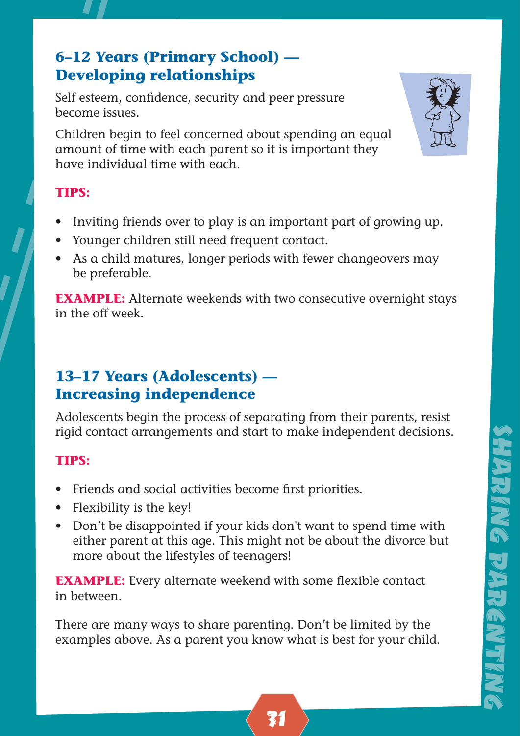## 6–12 Years (Primary School) — Developing relationships

Self esteem, confidence, security and peer pressure become issues.

Children begin to feel concerned about spending an equal amount of time with each parent so it is important they have individual time with each.

**TIPS:**

- Inviting friends over to play is an important part of growing up.
- Younger children still need frequent contact.
- As a child matures, longer periods with fewer changeovers may be preferable.

**EXAMPLE:** Alternate weekends with two consecutive overnight stays in the off week.

## 13–17 Years (Adolescents) — Increasing independence

Adolescents begin the process of separating from their parents, resist rigid contact arrangements and start to make independent decisions.

**TIPS:**

- Friends and social activities become first priorities.
- Flexibility is the key!
- Don't be disappointed if your kids don't want to spend time with either parent at this age. This might not be about the divorce but more about the lifestyles of teenagers!

**EXAMPLE:** Every alternate weekend with some flexible contact in between.

There are many ways to share parenting. Don't be limited by the examples above. As a parent you know what is best for your child.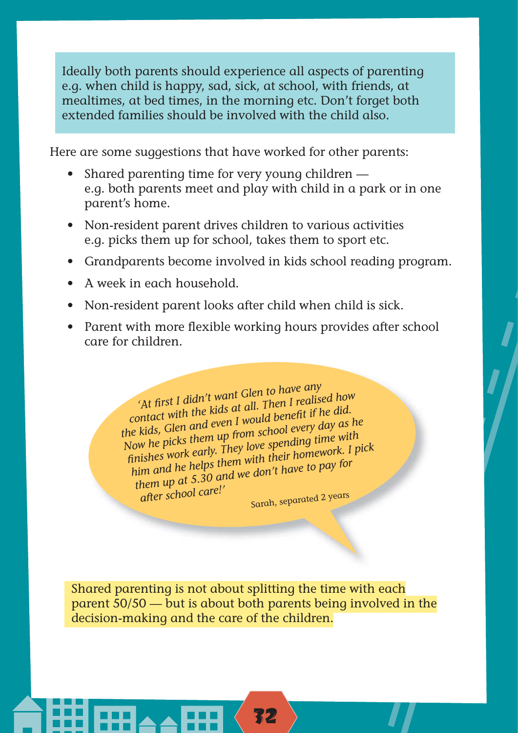Ideally both parents should experience all aspects of parenting e.g. when child is happy, sad, sick, at school, with friends, at mealtimes, at bed times, in the morning etc. Don't forget both extended families should be involved with the child also.

Here are some suggestions that have worked for other parents:

- Shared parenting time for very young children — e.g. both parents meet and play with child in a park or in one parent's home.
- Non-resident parent drives children to various activities e.g. picks them up for school, takes them to sport etc.
- Grandparents become involved in kids school reading program.
- A week in each household.
- Non-resident parent looks after child when child is sick.
- Parent with more flexible working hours provides after school care for children.

*'At first I didn't want Glen to have any contact with the kids at all. Then I realised how the kids, Glen and even I would benefit if he did. Now he picks them up from school every day as he finishes work early. They love spending time with him and he helps them with their homework. I pick them up at 5.30 and we don't have to pay for after school care!'*

Sarah, separated 2 years

Shared parenting is not about splitting the time with each parent 50/50 — but is about both parents being involved in the decision-making and the care of the children.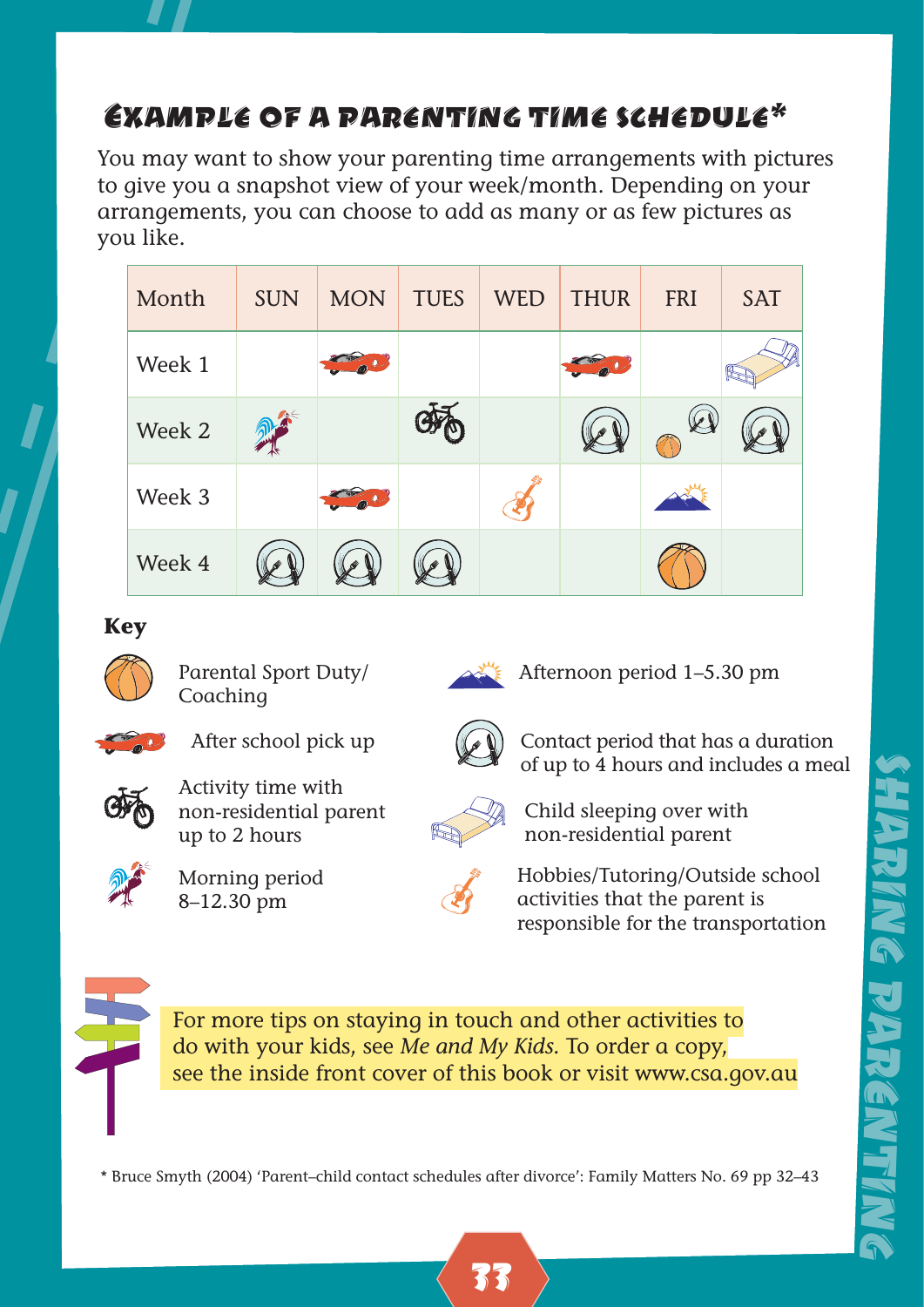# Example of a parenting time schedule*

You may want to show your parenting time arrangements with pictures to give you a snapshot view of your week/month. Depending on your arrangements, you can choose to add as many or as few pictures as you like.

| Month | SUN | MON | TUES | WED | THUR | FRI | SAT |
|---|---|---|---|---|---|---|---|
| Week 1 | | After school pick up | | | After school pick up | | Child sleeping over |
| Week 2 | Morning period | | Activity time | | Contact period with meal | Parental Sport Duty/Coaching; Contact period with meal | Contact period with meal |
| Week 3 | | After school pick up | | Hobbies/Tutoring/Outside school activities | | Afternoon period | |
| Week 4 | Contact period with meal | Contact period with meal | Contact period with meal | | | Parental Sport Duty/Coaching | |

**Key**

- Parental Sport Duty/Coaching
- After school pick up
- Activity time with non-residential parent up to 2 hours
- Morning period 8–12.30 pm
- Afternoon period 1–5.30 pm
- Contact period that has a duration of up to 4 hours and includes a meal
- Child sleeping over with non-residential parent
- Hobbies/Tutoring/Outside school activities that the parent is responsible for the transportation

For more tips on staying in touch and other activities to do with your kids, see *Me and My Kids.* To order a copy, see the inside front cover of this book or visit www.csa.gov.au

* Bruce Smyth (2004) 'Parent–child contact schedules after divorce': Family Matters No. 69 pp 32–43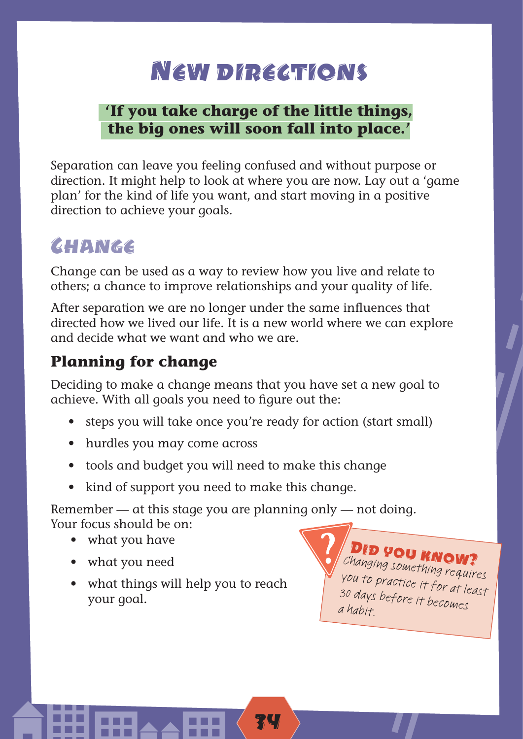# New directions

**'If you take charge of the little things, the big ones will soon fall into place.'**

Separation can leave you feeling confused and without purpose or direction. It might help to look at where you are now. Lay out a 'game plan' for the kind of life you want, and start moving in a positive direction to achieve your goals.

## Change

Change can be used as a way to review how you live and relate to others; a chance to improve relationships and your quality of life.

After separation we are no longer under the same influences that directed how we lived our life. It is a new world where we can explore and decide what we want and who we are.

### Planning for change

Deciding to make a change means that you have set a new goal to achieve. With all goals you need to figure out the:

- steps you will take once you're ready for action (start small)
- hurdles you may come across
- tools and budget you will need to make this change
- kind of support you need to make this change.

Remember — at this stage you are planning only — not doing. Your focus should be on:

- what you have
- what you need
- what things will help you to reach your goal.

**Did you know?**
Changing something requires you to practice it for at least 30 days before it becomes a habit.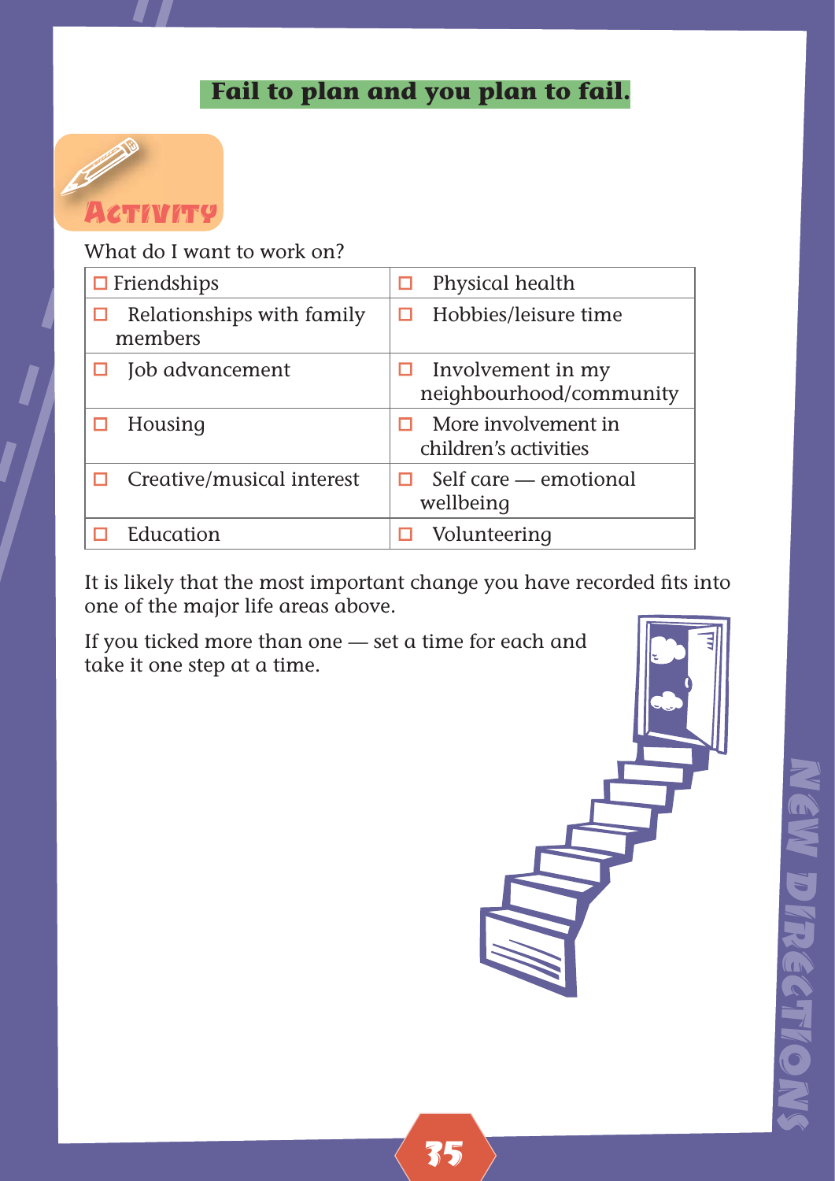## Fail to plan and you plan to fail.

**Activity**

What do I want to work on?

| | |
|---|---|
| ☐ Friendships | ☐ Physical health |
| ☐ Relationships with family members | ☐ Hobbies/leisure time |
| ☐ Job advancement | ☐ Involvement in my neighbourhood/community |
| ☐ Housing | ☐ More involvement in children's activities |
| ☐ Creative/musical interest | ☐ Self care — emotional wellbeing |
| ☐ Education | ☐ Volunteering |

It is likely that the most important change you have recorded fits into one of the major life areas above.

If you ticked more than one — set a time for each and take it one step at a time.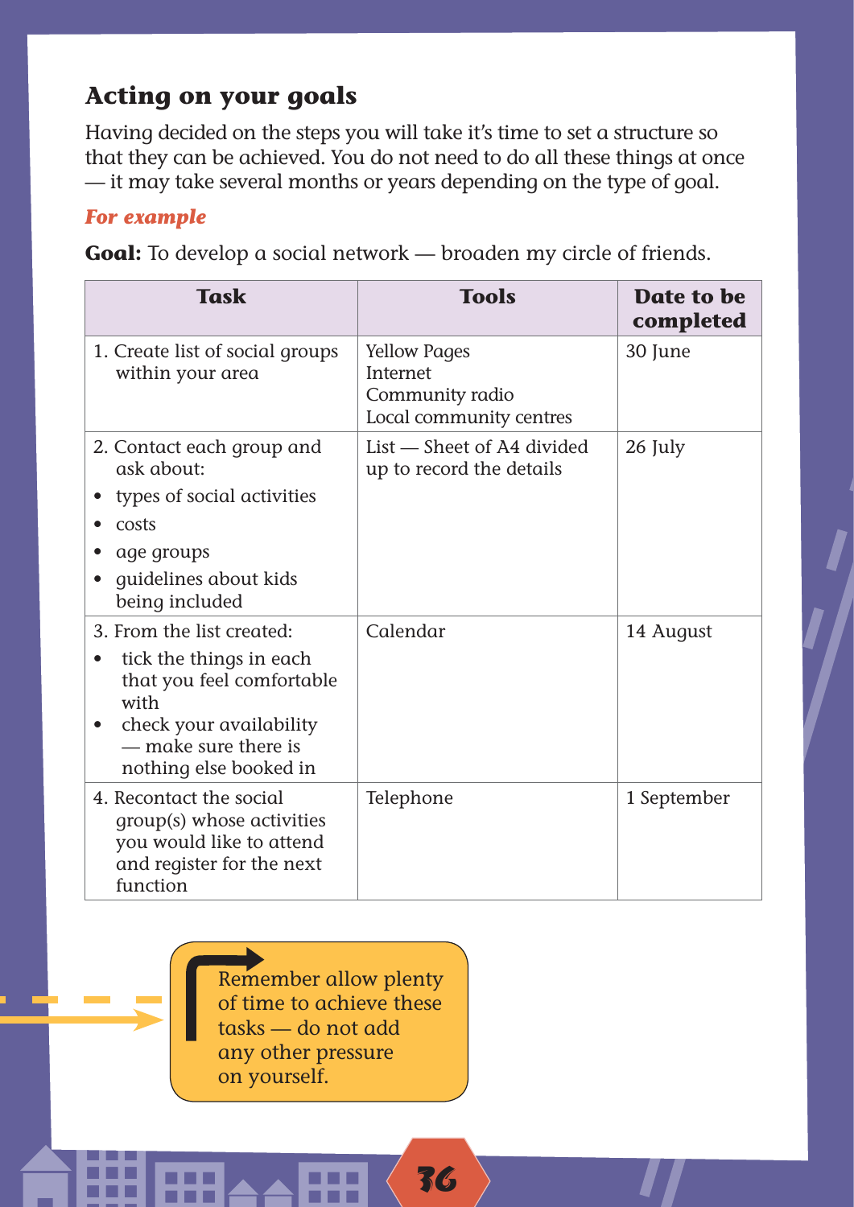## Acting on your goals

Having decided on the steps you will take it's time to set a structure so that they can be achieved. You do not need to do all these things at once — it may take several months or years depending on the type of goal.

***For example***

**Goal:** To develop a social network — broaden my circle of friends.

| Task | Tools | Date to be completed |
|---|---|---|
| 1. Create list of social groups within your area | Yellow Pages<br>Internet<br>Community radio<br>Local community centres | 30 June |
| 2. Contact each group and ask about:<br>• types of social activities<br>• costs<br>• age groups<br>• guidelines about kids being included | List — Sheet of A4 divided up to record the details | 26 July |
| 3. From the list created:<br>• tick the things in each that you feel comfortable with<br>• check your availability — make sure there is nothing else booked in | Calendar | 14 August |
| 4. Recontact the social group(s) whose activities you would like to attend and register for the next function | Telephone | 1 September |

Remember allow plenty of time to achieve these tasks — do not add any other pressure on yourself.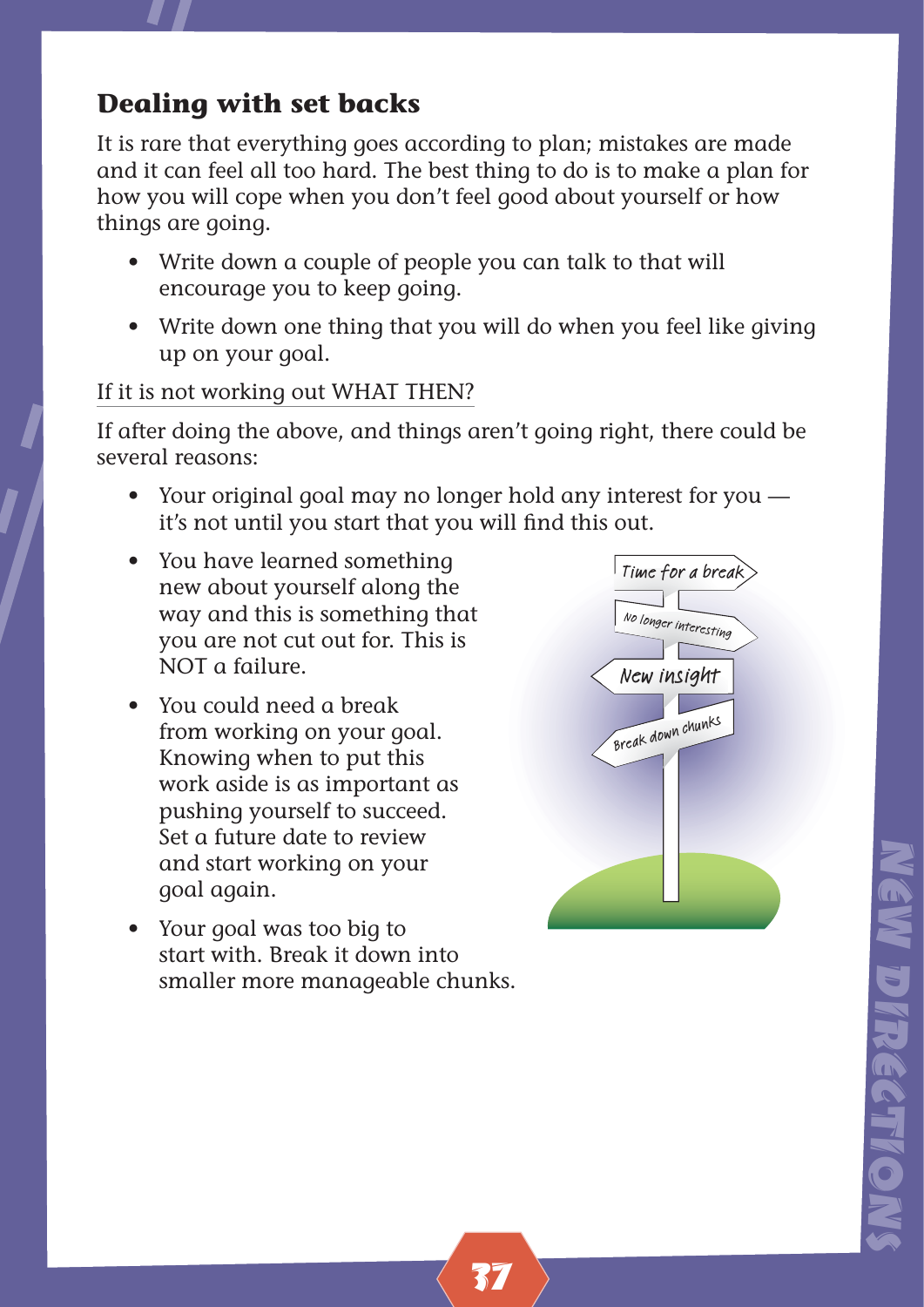## Dealing with set backs

It is rare that everything goes according to plan; mistakes are made and it can feel all too hard. The best thing to do is to make a plan for how you will cope when you don't feel good about yourself or how things are going.

- Write down a couple of people you can talk to that will encourage you to keep going.
- Write down one thing that you will do when you feel like giving up on your goal.

<u>If it is not working out WHAT THEN?</u>

If after doing the above, and things aren't going right, there could be several reasons:

- Your original goal may no longer hold any interest for you — it's not until you start that you will find this out.
- You have learned something new about yourself along the way and this is something that you are not cut out for. This is NOT a failure.
- You could need a break from working on your goal. Knowing when to put this work aside is as important as pushing yourself to succeed. Set a future date to review and start working on your goal again.
- Your goal was too big to start with. Break it down into smaller more manageable chunks.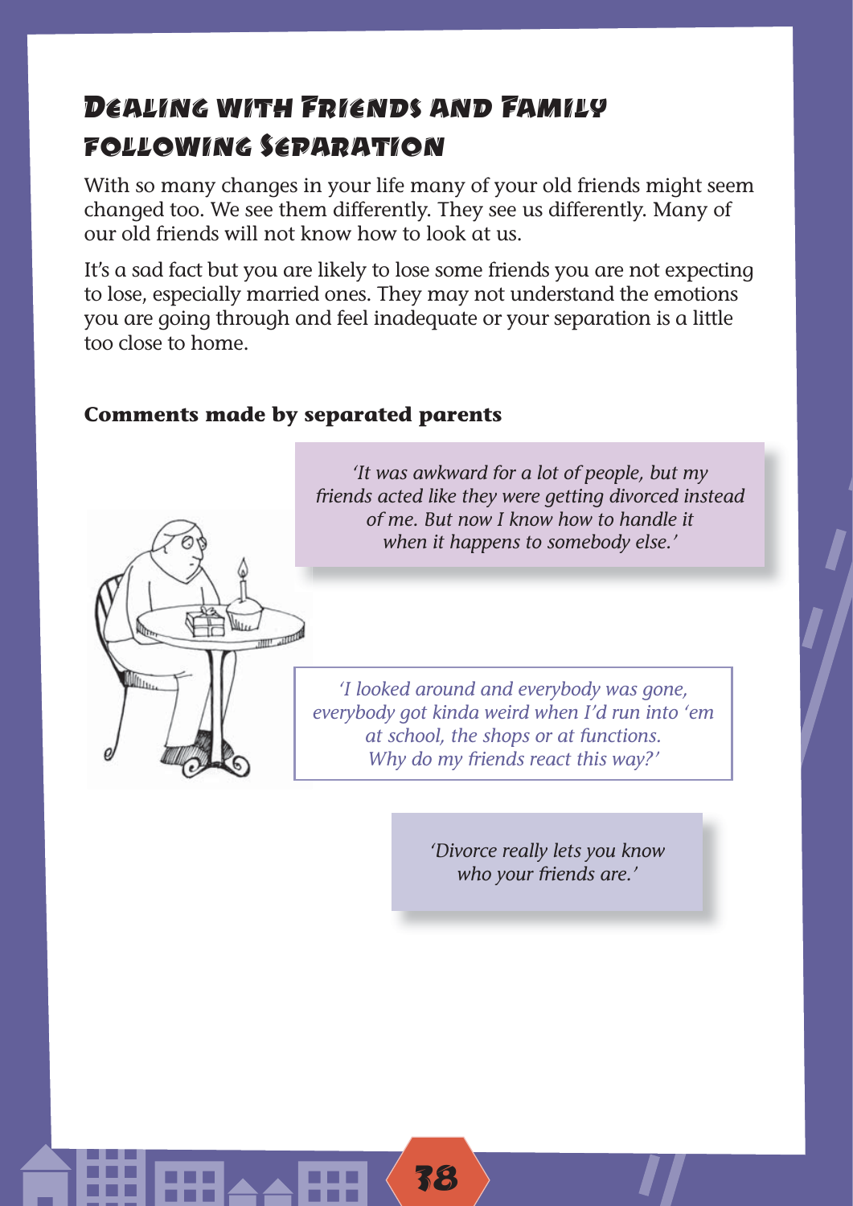# Dealing with Friends and Family following Separation

With so many changes in your life many of your old friends might seem changed too. We see them differently. They see us differently. Many of our old friends will not know how to look at us.

It's a sad fact but you are likely to lose some friends you are not expecting to lose, especially married ones. They may not understand the emotions you are going through and feel inadequate or your separation is a little too close to home.

**Comments made by separated parents**

*'It was awkward for a lot of people, but my friends acted like they were getting divorced instead of me. But now I know how to handle it when it happens to somebody else.'*

*'I looked around and everybody was gone, everybody got kinda weird when I'd run into 'em at school, the shops or at functions. Why do my friends react this way?'*

*'Divorce really lets you know who your friends are.'*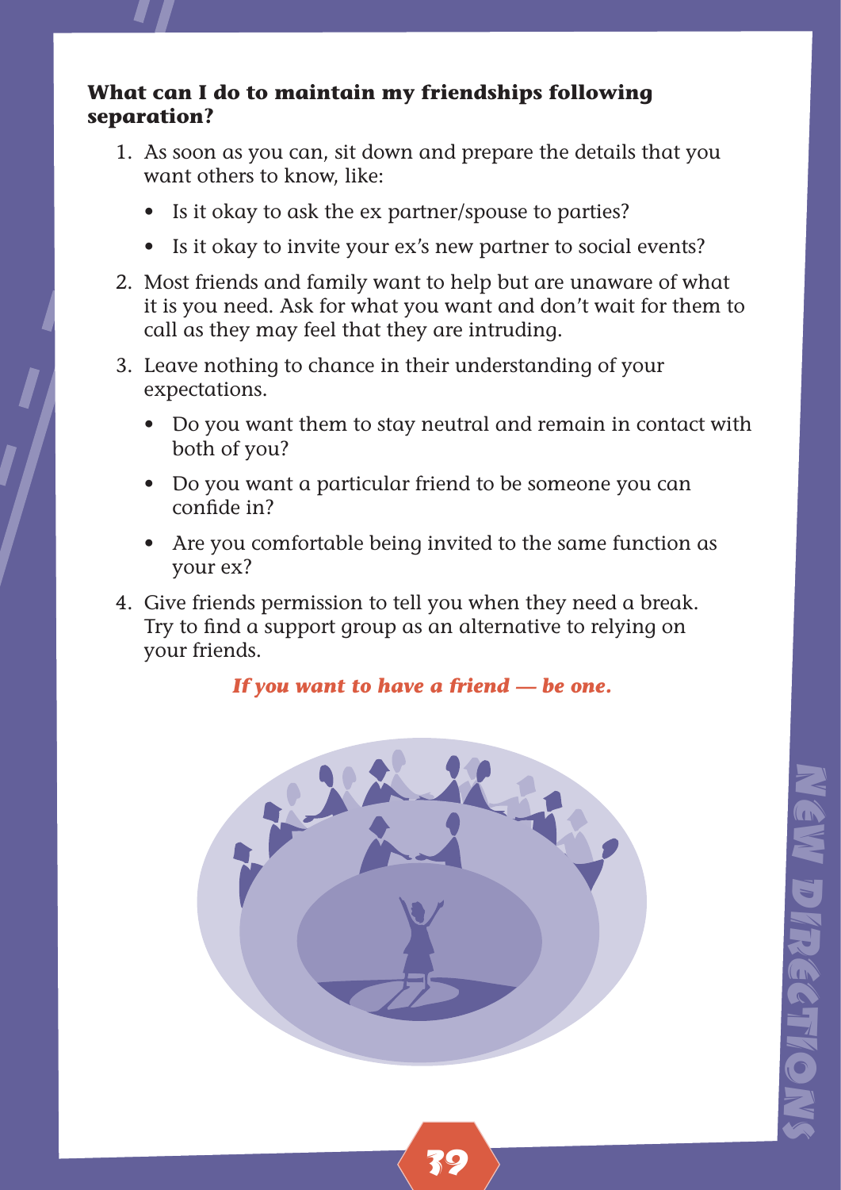### What can I do to maintain my friendships following separation?

1. As soon as you can, sit down and prepare the details that you want others to know, like:
   - Is it okay to ask the ex partner/spouse to parties?
   - Is it okay to invite your ex's new partner to social events?
2. Most friends and family want to help but are unaware of what it is you need. Ask for what you want and don't wait for them to call as they may feel that they are intruding.
3. Leave nothing to chance in their understanding of your expectations.
   - Do you want them to stay neutral and remain in contact with both of you?
   - Do you want a particular friend to be someone you can confide in?
   - Are you comfortable being invited to the same function as your ex?
4. Give friends permission to tell you when they need a break. Try to find a support group as an alternative to relying on your friends.

***If you want to have a friend — be one.***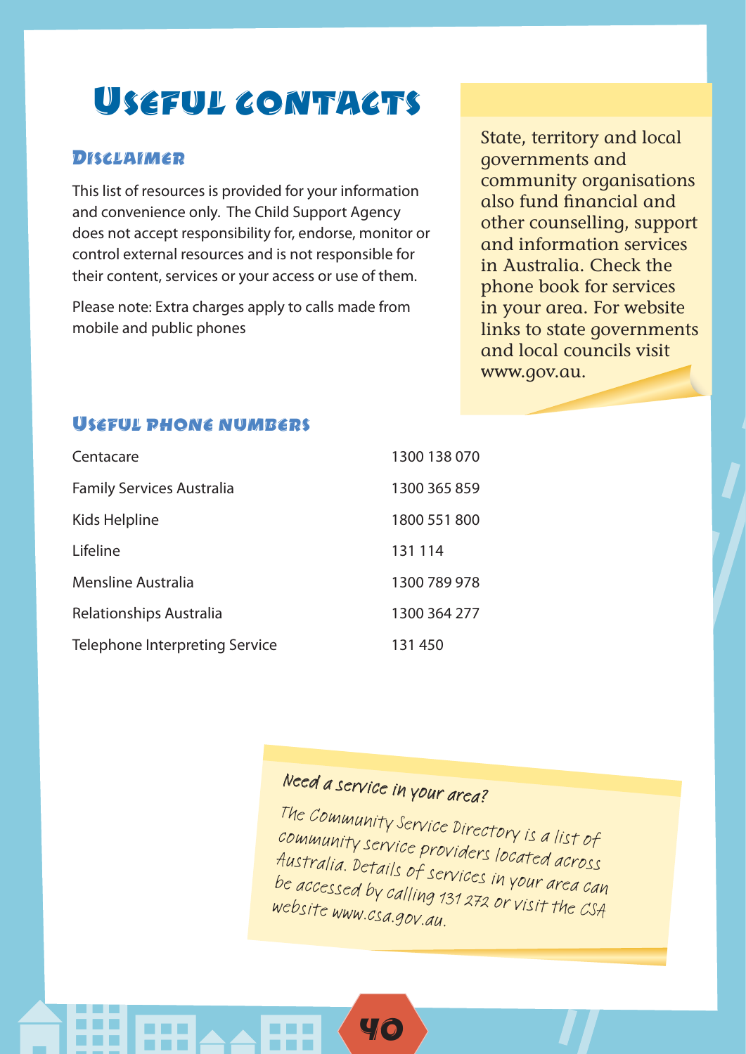# Useful contacts

## Disclaimer

This list of resources is provided for your information and convenience only. The Child Support Agency does not accept responsibility for, endorse, monitor or control external resources and is not responsible for their content, services or your access or use of them.

Please note: Extra charges apply to calls made from mobile and public phones

State, territory and local governments and community organisations also fund financial and other counselling, support and information services in Australia. Check the phone book for services in your area. For website links to state governments and local councils visit www.gov.au.

## Useful phone numbers

| | |
|---|---|
| Centacare | 1300 138 070 |
| Family Services Australia | 1300 365 859 |
| Kids Helpline | 1800 551 800 |
| Lifeline | 131 114 |
| Mensline Australia | 1300 789 978 |
| Relationships Australia | 1300 364 277 |
| Telephone Interpreting Service | 131 450 |

### Need a service in your area?

The Community Service Directory is a list of community service providers located across Australia. Details of services in your area can be accessed by calling 131 272 or visit the CSA website www.csa.gov.au.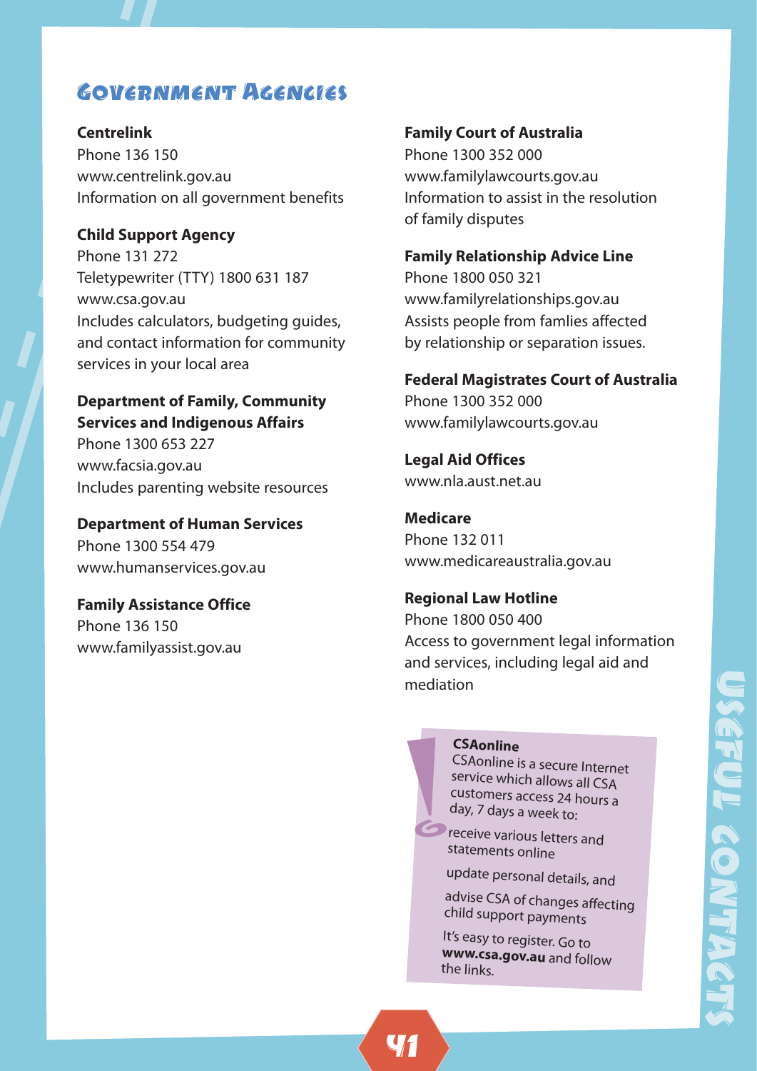## Government Agencies

**Centrelink**
Phone 136 150
www.centrelink.gov.au
Information on all government benefits

**Child Support Agency**
Phone 131 272
Teletypewriter (TTY) 1800 631 187
www.csa.gov.au
Includes calculators, budgeting guides, and contact information for community services in your local area

**Department of Family, Community Services and Indigenous Affairs**
Phone 1300 653 227
www.facsia.gov.au
Includes parenting website resources

**Department of Human Services**
Phone 1300 554 479
www.humanservices.gov.au

**Family Assistance Office**
Phone 136 150
www.familyassist.gov.au

**Family Court of Australia**
Phone 1300 352 000
www.familylawcourts.gov.au
Information to assist in the resolution of family disputes

**Family Relationship Advice Line**
Phone 1800 050 321
www.familyrelationships.gov.au
Assists people from famlies affected by relationship or separation issues.

**Federal Magistrates Court of Australia**
Phone 1300 352 000
www.familylawcourts.gov.au

**Legal Aid Offices**
www.nla.aust.net.au

**Medicare**
Phone 132 011
www.medicareaustralia.gov.au

**Regional Law Hotline**
Phone 1800 050 400
Access to government legal information and services, including legal aid and mediation

**CSAonline**

CSAonline is a secure Internet service which allows all CSA customers access 24 hours a day, 7 days a week to:

- receive various letters and statements online
- update personal details, and
- advise CSA of changes affecting child support payments

It's easy to register. Go to **www.csa.gov.au** and follow the links.

Useful Contacts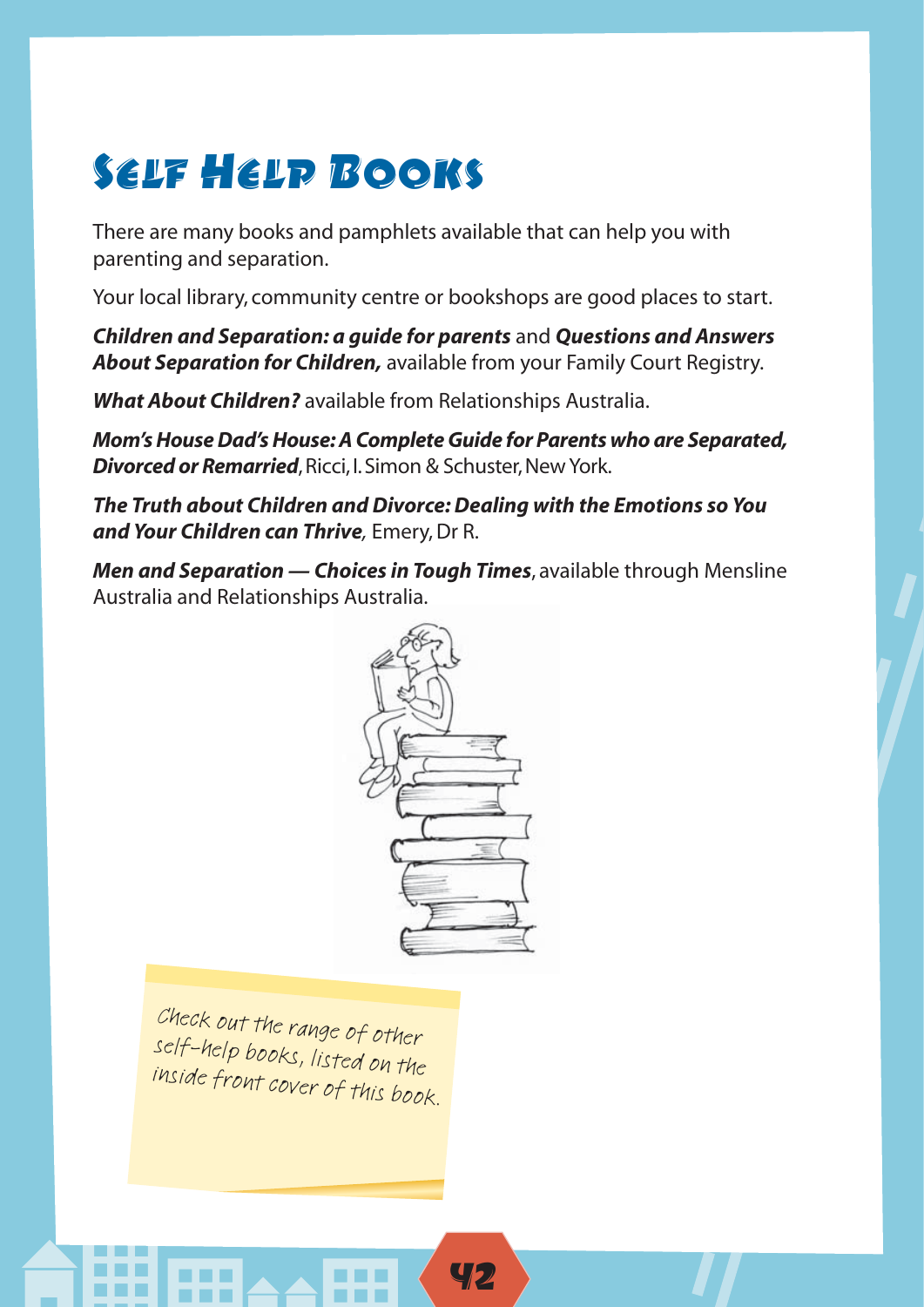# Self Help Books

There are many books and pamphlets available that can help you with parenting and separation.

Your local library, community centre or bookshops are good places to start.

***Children and Separation: a guide for parents*** and ***Questions and Answers About Separation for Children,*** available from your Family Court Registry.

***What About Children?*** available from Relationships Australia.

***Mom's House Dad's House: A Complete Guide for Parents who are Separated, Divorced or Remarried***, Ricci, I. Simon & Schuster, New York.

***The Truth about Children and Divorce: Dealing with the Emotions so You and Your Children can Thrive****,* Emery, Dr R.

***Men and Separation — Choices in Tough Times***, available through Mensline Australia and Relationships Australia.

*Check out the range of other self-help books, listed on the inside front cover of this book.*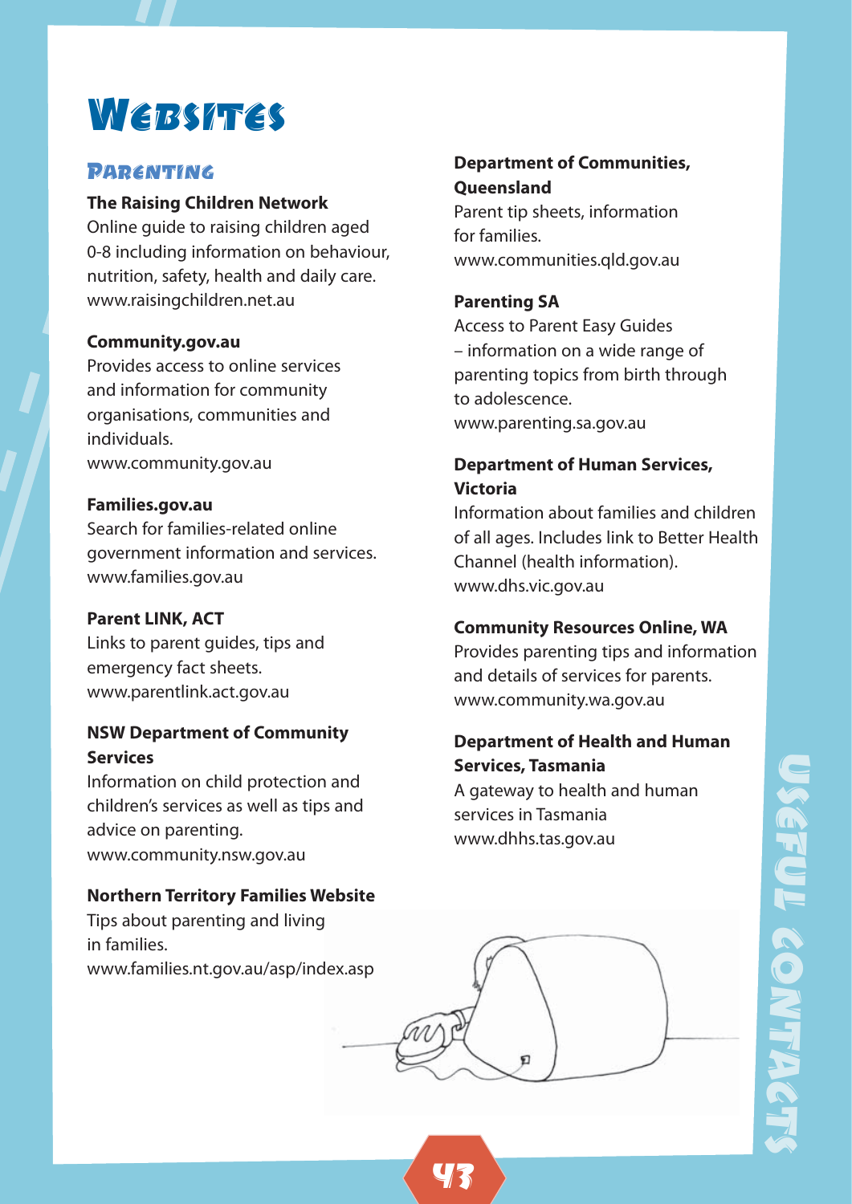# Websites

## Parenting

**The Raising Children Network**
Online guide to raising children aged 0-8 including information on behaviour, nutrition, safety, health and daily care.
www.raisingchildren.net.au

**Community.gov.au**
Provides access to online services and information for community organisations, communities and individuals.
www.community.gov.au

**Families.gov.au**
Search for families-related online government information and services.
www.families.gov.au

**Parent LINK, ACT**
Links to parent guides, tips and emergency fact sheets.
www.parentlink.act.gov.au

**NSW Department of Community Services**
Information on child protection and children's services as well as tips and advice on parenting.
www.community.nsw.gov.au

**Northern Territory Families Website**
Tips about parenting and living in families.
www.families.nt.gov.au/asp/index.asp

**Department of Communities, Queensland**
Parent tip sheets, information for families.
www.communities.qld.gov.au

**Parenting SA**
Access to Parent Easy Guides – information on a wide range of parenting topics from birth through to adolescence.
www.parenting.sa.gov.au

**Department of Human Services, Victoria**
Information about families and children of all ages. Includes link to Better Health Channel (health information).
www.dhs.vic.gov.au

**Community Resources Online, WA**
Provides parenting tips and information and details of services for parents.
www.community.wa.gov.au

**Department of Health and Human Services, Tasmania**
A gateway to health and human services in Tasmania
www.dhhs.tas.gov.au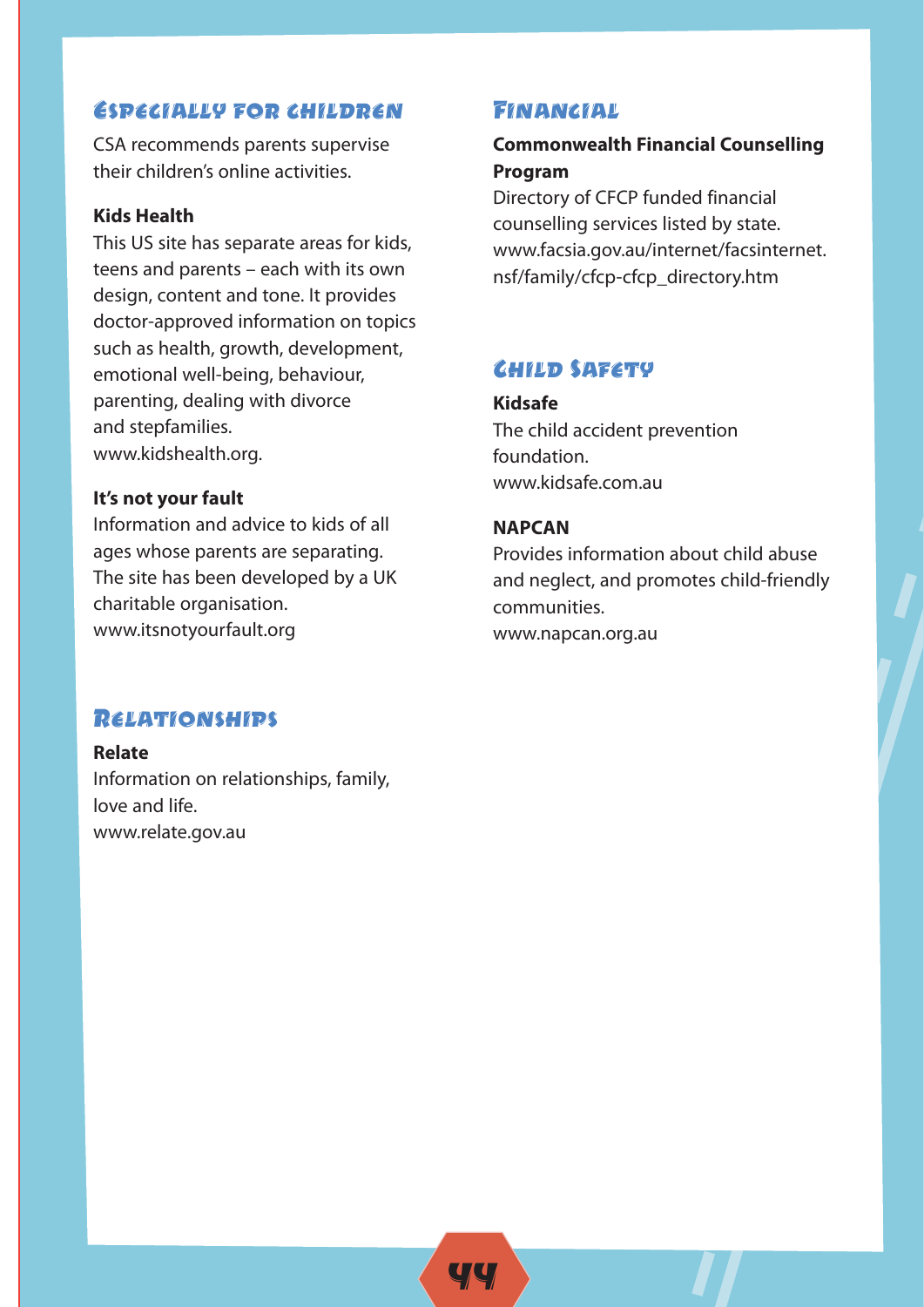## Especially for children

CSA recommends parents supervise their children's online activities.

**Kids Health**
This US site has separate areas for kids, teens and parents – each with its own design, content and tone. It provides doctor-approved information on topics such as health, growth, development, emotional well-being, behaviour, parenting, dealing with divorce and stepfamilies.
www.kidshealth.org.

**It's not your fault**
Information and advice to kids of all ages whose parents are separating. The site has been developed by a UK charitable organisation.
www.itsnotyourfault.org

## Relationships

**Relate**
Information on relationships, family, love and life.
www.relate.gov.au

## Financial

**Commonwealth Financial Counselling Program**
Directory of CFCP funded financial counselling services listed by state.
www.facsia.gov.au/internet/facsinternet.nsf/family/cfcp-cfcp_directory.htm

## Child Safety

**Kidsafe**
The child accident prevention foundation.
www.kidsafe.com.au

**NAPCAN**
Provides information about child abuse and neglect, and promotes child-friendly communities.
www.napcan.org.au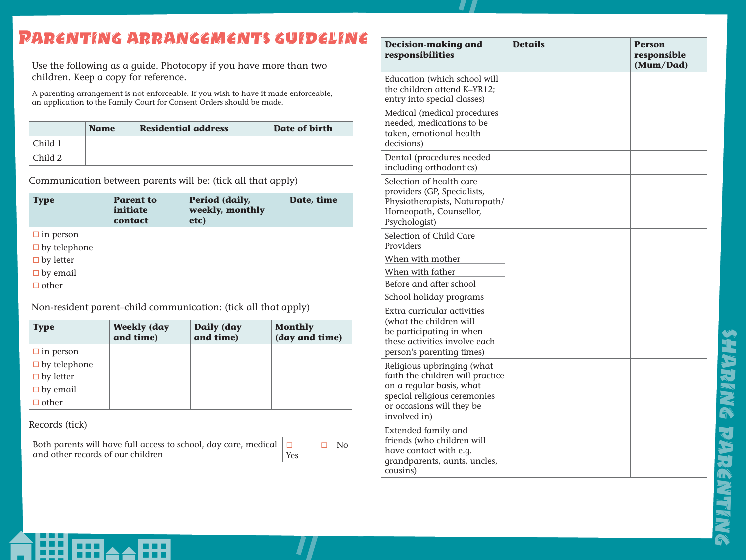# Parenting arrangements guideline

Use the following as a guide. Photocopy if you have more than two children. Keep a copy for reference.

A parenting arrangement is not enforceable. If you wish to have it made enforceable, an application to the Family Court for Consent Orders should be made.

| | Name | Residential address | Date of birth |
|---|---|---|---|
| Child 1 | | | |
| Child 2 | | | |

Communication between parents will be: (tick all that apply)

| Type | Parent to initiate contact | Period (daily, weekly, monthly etc) | Date, time |
|---|---|---|---|
| ☐ in person<br>☐ by telephone<br>☐ by letter<br>☐ by email<br>☐ other | | | |

Non-resident parent–child communication: (tick all that apply)

| Type | Weekly (day and time) | Daily (day and time) | Monthly (day and time) |
|---|---|---|---|
| ☐ in person<br>☐ by telephone<br>☐ by letter<br>☐ by email<br>☐ other | | | |

Records (tick)

| | | |
|---|---|---|
| Both parents will have full access to school, day care, medical and other records of our children | ☐ Yes | ☐ No |

| Decision-making and responsibilities | Details | Person responsible (Mum/Dad) |
|---|---|---|
| Education (which school will the children attend K–YR12; entry into special classes) | | |
| Medical (medical procedures needed, medications to be taken, emotional health decisions) | | |
| Dental (procedures needed including orthodontics) | | |
| Selection of health care providers (GP, Specialists, Physiotherapists, Naturopath/ Homeopath, Counsellor, Psychologist) | | |
| Selection of Child Care Providers<br>When with mother<br>When with father<br>Before and after school<br>School holiday programs | | |
| Extra curricular activities (what the children will be participating in when these activities involve each person's parenting times) | | |
| Religious upbringing (what faith the children will practice on a regular basis, what special religious ceremonies or occasions will they be involved in) | | |
| Extended family and friends (who children will have contact with e.g. grandparents, aunts, uncles, cousins) | | |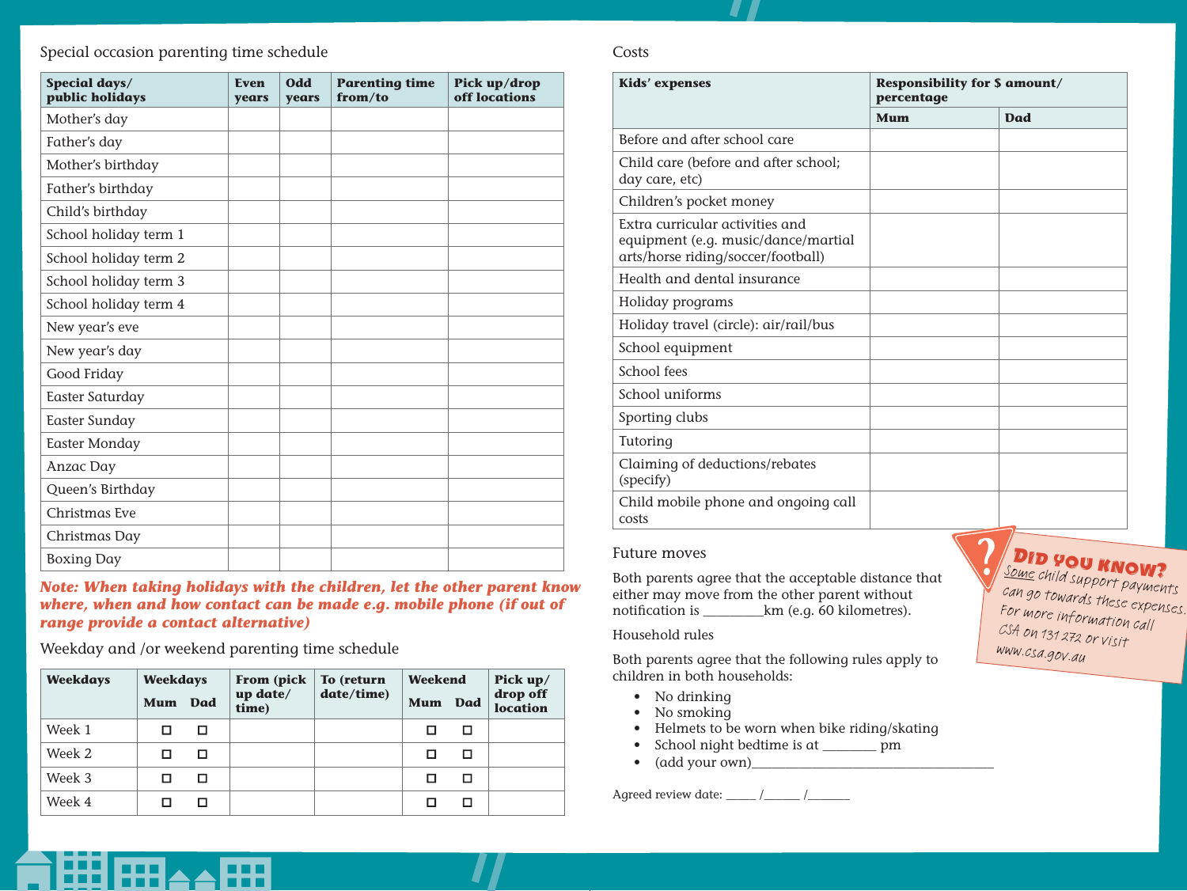## Special occasion parenting time schedule

| Special days/ public holidays | Even years | Odd years | Parenting time from/to | Pick up/drop off locations |
|---|---|---|---|---|
| Mother's day | | | | |
| Father's day | | | | |
| Mother's birthday | | | | |
| Father's birthday | | | | |
| Child's birthday | | | | |
| School holiday term 1 | | | | |
| School holiday term 2 | | | | |
| School holiday term 3 | | | | |
| School holiday term 4 | | | | |
| New year's eve | | | | |
| New year's day | | | | |
| Good Friday | | | | |
| Easter Saturday | | | | |
| Easter Sunday | | | | |
| Easter Monday | | | | |
| Anzac Day | | | | |
| Queen's Birthday | | | | |
| Christmas Eve | | | | |
| Christmas Day | | | | |
| Boxing Day | | | | |

***Note: When taking holidays with the children, let the other parent know where, when and how contact can be made e.g. mobile phone (if out of range provide a contact alternative)***

## Weekday and /or weekend parenting time schedule

| Weekdays | Weekdays | | From (pick up date/ time) | To (return date/time) | Weekend | | Pick up/ drop off location |
|---|---|---|---|---|---|---|---|
| | Mum | Dad | | | Mum | Dad | |
| Week 1 | ☐ | ☐ | | | ☐ | ☐ | |
| Week 2 | ☐ | ☐ | | | ☐ | ☐ | |
| Week 3 | ☐ | ☐ | | | ☐ | ☐ | |
| Week 4 | ☐ | ☐ | | | ☐ | ☐ | |

## Costs

| Kids' expenses | Responsibility for $ amount/ percentage | |
|---|---|---|
| | Mum | Dad |
| Before and after school care | | |
| Child care (before and after school; day care, etc) | | |
| Children's pocket money | | |
| Extra curricular activities and equipment (e.g. music/dance/martial arts/horse riding/soccer/football) | | |
| Health and dental insurance | | |
| Holiday programs | | |
| Holiday travel (circle): air/rail/bus | | |
| School equipment | | |
| School fees | | |
| School uniforms | | |
| Sporting clubs | | |
| Tutoring | | |
| Claiming of deductions/rebates (specify) | | |
| Child mobile phone and ongoing call costs | | |

**DID YOU KNOW?** Some child support payments can go towards these expenses. For more information call CSA on 131 272 or visit www.csa.gov.au

## Future moves

Both parents agree that the acceptable distance that either may move from the other parent without notification is _________km (e.g. 60 kilometres).

Household rules

Both parents agree that the following rules apply to children in both households:

- No drinking
- No smoking
- Helmets to be worn when bike riding/skating
- School night bedtime is at ________ pm
- (add your own)___________________________________

Agreed review date: _____ /______ /_______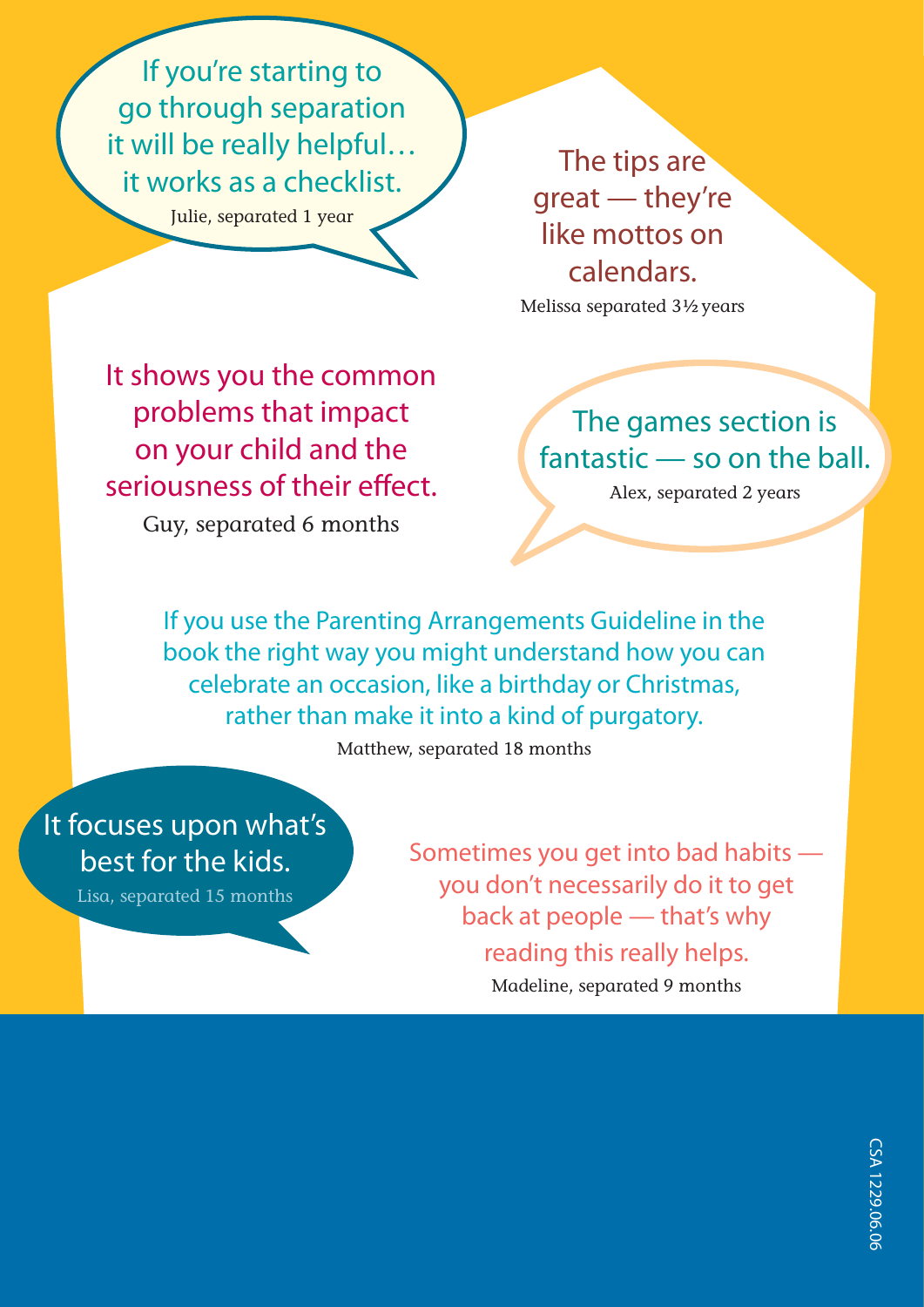If you're starting to go through separation it will be really helpful… it works as a checklist.

Julie, separated 1 year

The tips are great — they're like mottos on calendars.

Melissa separated 3½ years

It shows you the common problems that impact on your child and the seriousness of their effect.

Guy, separated 6 months

The games section is fantastic — so on the ball.

Alex, separated 2 years

If you use the Parenting Arrangements Guideline in the book the right way you might understand how you can celebrate an occasion, like a birthday or Christmas, rather than make it into a kind of purgatory.

Matthew, separated 18 months

It focuses upon what's best for the kids.

Lisa, separated 15 months

Sometimes you get into bad habits — you don't necessarily do it to get back at people — that's why reading this really helps.

Madeline, separated 9 months

CSA 1229.06.06